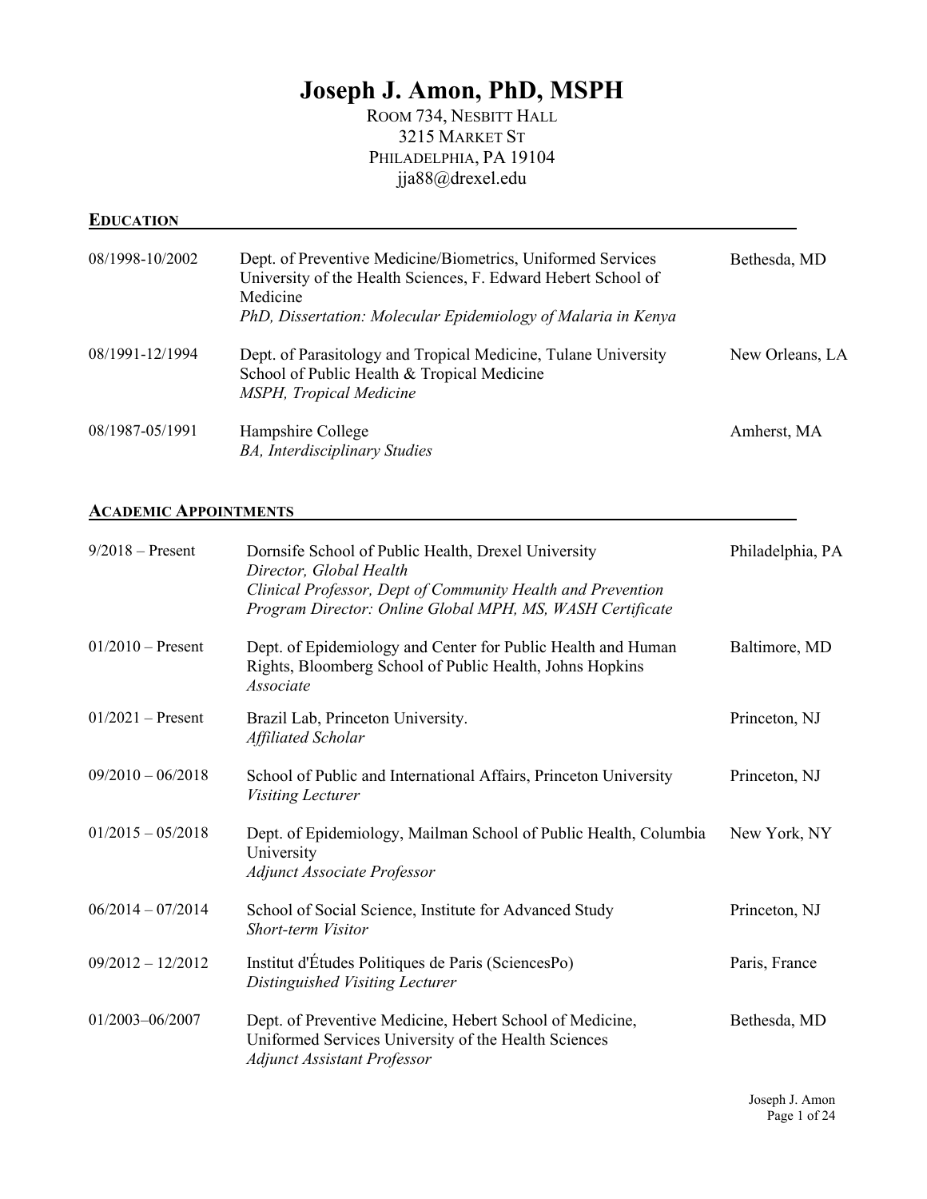# Joseph J. Amon, PhD, MSPH

ROOM 734, NESBITT HALL
3215 MARKET ST
PHILADELPHIA, PA 19104
jja88@drexel.edu

## EDUCATION

| | | |
|---|---|---|
| 08/1998-10/2002 | Dept. of Preventive Medicine/Biometrics, Uniformed Services University of the Health Sciences, F. Edward Hebert School of Medicine<br>*PhD, Dissertation: Molecular Epidemiology of Malaria in Kenya* | Bethesda, MD |
| 08/1991-12/1994 | Dept. of Parasitology and Tropical Medicine, Tulane University School of Public Health & Tropical Medicine<br>*MSPH, Tropical Medicine* | New Orleans, LA |
| 08/1987-05/1991 | Hampshire College<br>*BA, Interdisciplinary Studies* | Amherst, MA |

## ACADEMIC APPOINTMENTS

| | | |
|---|---|---|
| 9/2018 – Present | Dornsife School of Public Health, Drexel University<br>*Director, Global Health*<br>*Clinical Professor, Dept of Community Health and Prevention*<br>*Program Director: Online Global MPH, MS, WASH Certificate* | Philadelphia, PA |
| 01/2010 – Present | Dept. of Epidemiology and Center for Public Health and Human Rights, Bloomberg School of Public Health, Johns Hopkins<br>*Associate* | Baltimore, MD |
| 01/2021 – Present | Brazil Lab, Princeton University.<br>*Affiliated Scholar* | Princeton, NJ |
| 09/2010 – 06/2018 | School of Public and International Affairs, Princeton University<br>*Visiting Lecturer* | Princeton, NJ |
| 01/2015 – 05/2018 | Dept. of Epidemiology, Mailman School of Public Health, Columbia University<br>*Adjunct Associate Professor* | New York, NY |
| 06/2014 – 07/2014 | School of Social Science, Institute for Advanced Study<br>*Short-term Visitor* | Princeton, NJ |
| 09/2012 – 12/2012 | Institut d'Études Politiques de Paris (SciencesPo)<br>*Distinguished Visiting Lecturer* | Paris, France |
| 01/2003–06/2007 | Dept. of Preventive Medicine, Hebert School of Medicine, Uniformed Services University of the Health Sciences<br>*Adjunct Assistant Professor* | Bethesda, MD |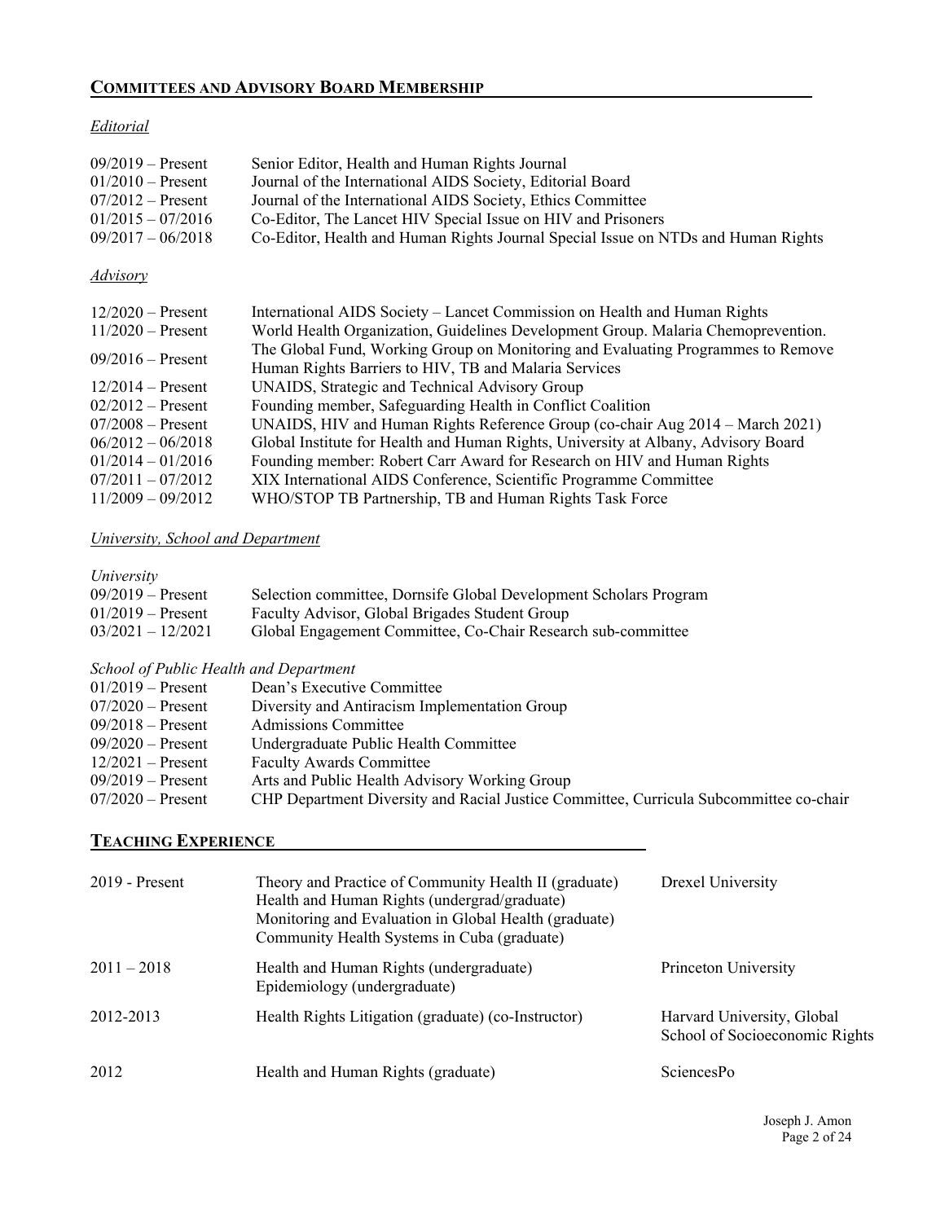## COMMITTEES AND ADVISORY BOARD MEMBERSHIP

*Editorial*

| | |
|---|---|
| 09/2019 – Present | Senior Editor, Health and Human Rights Journal |
| 01/2010 – Present | Journal of the International AIDS Society, Editorial Board |
| 07/2012 – Present | Journal of the International AIDS Society, Ethics Committee |
| 01/2015 – 07/2016 | Co-Editor, The Lancet HIV Special Issue on HIV and Prisoners |
| 09/2017 – 06/2018 | Co-Editor, Health and Human Rights Journal Special Issue on NTDs and Human Rights |

*Advisory*

| | |
|---|---|
| 12/2020 – Present | International AIDS Society – Lancet Commission on Health and Human Rights |
| 11/2020 – Present | World Health Organization, Guidelines Development Group. Malaria Chemoprevention. |
| 09/2016 – Present | The Global Fund, Working Group on Monitoring and Evaluating Programmes to Remove Human Rights Barriers to HIV, TB and Malaria Services |
| 12/2014 – Present | UNAIDS, Strategic and Technical Advisory Group |
| 02/2012 – Present | Founding member, Safeguarding Health in Conflict Coalition |
| 07/2008 – Present | UNAIDS, HIV and Human Rights Reference Group (co-chair Aug 2014 – March 2021) |
| 06/2012 – 06/2018 | Global Institute for Health and Human Rights, University at Albany, Advisory Board |
| 01/2014 – 01/2016 | Founding member: Robert Carr Award for Research on HIV and Human Rights |
| 07/2011 – 07/2012 | XIX International AIDS Conference, Scientific Programme Committee |
| 11/2009 – 09/2012 | WHO/STOP TB Partnership, TB and Human Rights Task Force |

*University, School and Department*

*University*

| | |
|---|---|
| 09/2019 – Present | Selection committee, Dornsife Global Development Scholars Program |
| 01/2019 – Present | Faculty Advisor, Global Brigades Student Group |
| 03/2021 – 12/2021 | Global Engagement Committee, Co-Chair Research sub-committee |

*School of Public Health and Department*

| | |
|---|---|
| 01/2019 – Present | Dean's Executive Committee |
| 07/2020 – Present | Diversity and Antiracism Implementation Group |
| 09/2018 – Present | Admissions Committee |
| 09/2020 – Present | Undergraduate Public Health Committee |
| 12/2021 – Present | Faculty Awards Committee |
| 09/2019 – Present | Arts and Public Health Advisory Working Group |
| 07/2020 – Present | CHP Department Diversity and Racial Justice Committee, Curricula Subcommittee co-chair |

## TEACHING EXPERIENCE

| | | |
|---|---|---|
| 2019 - Present | Theory and Practice of Community Health II (graduate)<br>Health and Human Rights (undergrad/graduate)<br>Monitoring and Evaluation in Global Health (graduate)<br>Community Health Systems in Cuba (graduate) | Drexel University |
| 2011 – 2018 | Health and Human Rights (undergraduate)<br>Epidemiology (undergraduate) | Princeton University |
| 2012-2013 | Health Rights Litigation (graduate) (co-Instructor) | Harvard University, Global School of Socioeconomic Rights |
| 2012 | Health and Human Rights (graduate) | SciencesPo |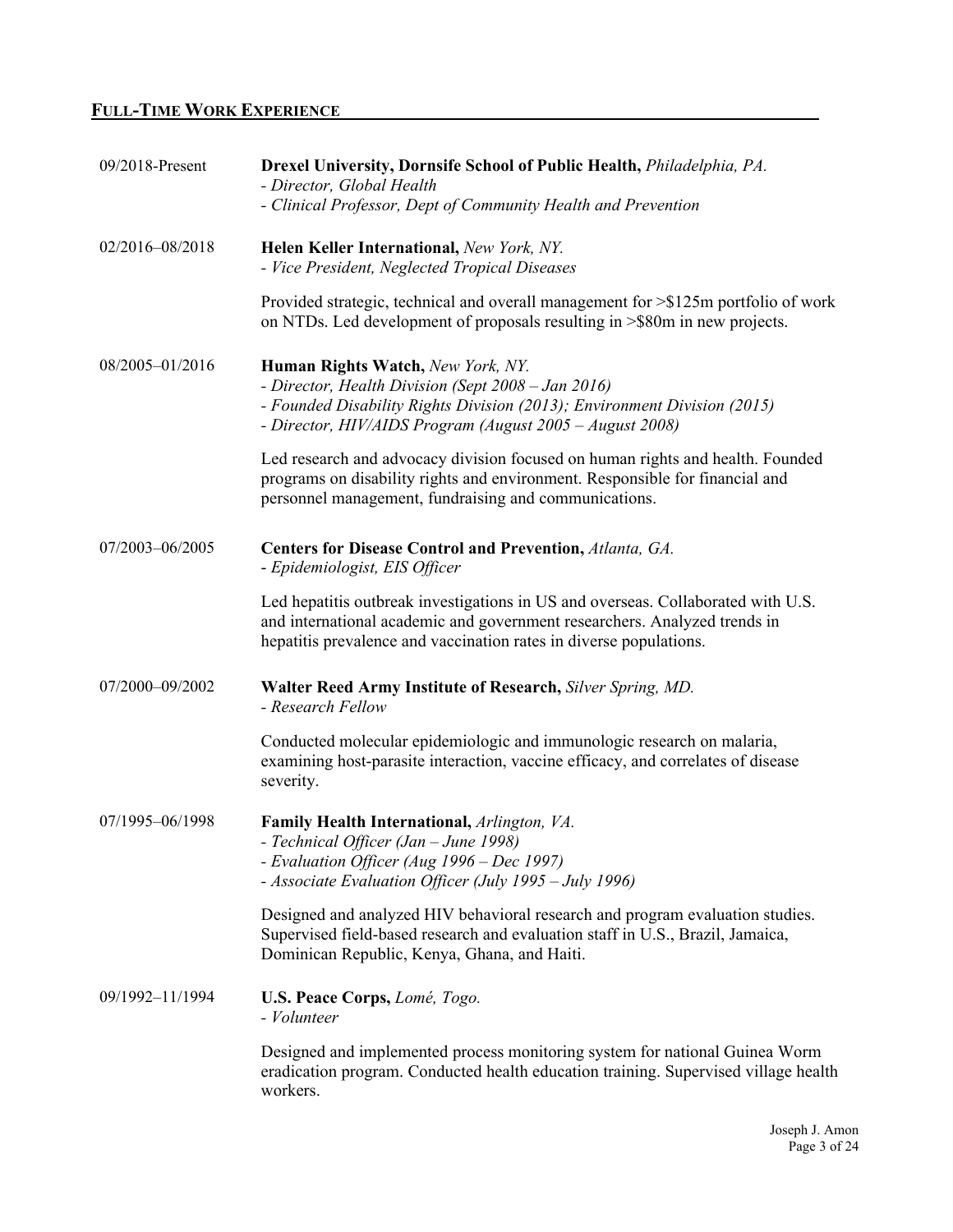## Full-Time Work Experience

**09/2018-Present** — **Drexel University, Dornsife School of Public Health,** *Philadelphia, PA.*
- *Director, Global Health*
- *Clinical Professor, Dept of Community Health and Prevention*

**02/2016–08/2018** — **Helen Keller International,** *New York, NY.*
- *Vice President, Neglected Tropical Diseases*

Provided strategic, technical and overall management for >$125m portfolio of work on NTDs. Led development of proposals resulting in >$80m in new projects.

**08/2005–01/2016** — **Human Rights Watch,** *New York, NY.*
- *Director, Health Division (Sept 2008 – Jan 2016)*
- *Founded Disability Rights Division (2013); Environment Division (2015)*
- *Director, HIV/AIDS Program (August 2005 – August 2008)*

Led research and advocacy division focused on human rights and health. Founded programs on disability rights and environment. Responsible for financial and personnel management, fundraising and communications.

**07/2003–06/2005** — **Centers for Disease Control and Prevention,** *Atlanta, GA.*
- *Epidemiologist, EIS Officer*

Led hepatitis outbreak investigations in US and overseas. Collaborated with U.S. and international academic and government researchers. Analyzed trends in hepatitis prevalence and vaccination rates in diverse populations.

**07/2000–09/2002** — **Walter Reed Army Institute of Research,** *Silver Spring, MD.*
- *Research Fellow*

Conducted molecular epidemiologic and immunologic research on malaria, examining host-parasite interaction, vaccine efficacy, and correlates of disease severity.

**07/1995–06/1998** — **Family Health International,** *Arlington, VA.*
- *Technical Officer (Jan – June 1998)*
- *Evaluation Officer (Aug 1996 – Dec 1997)*
- *Associate Evaluation Officer (July 1995 – July 1996)*

Designed and analyzed HIV behavioral research and program evaluation studies. Supervised field-based research and evaluation staff in U.S., Brazil, Jamaica, Dominican Republic, Kenya, Ghana, and Haiti.

**09/1992–11/1994** — **U.S. Peace Corps,** *Lomé, Togo.*
- *Volunteer*

Designed and implemented process monitoring system for national Guinea Worm eradication program. Conducted health education training. Supervised village health workers.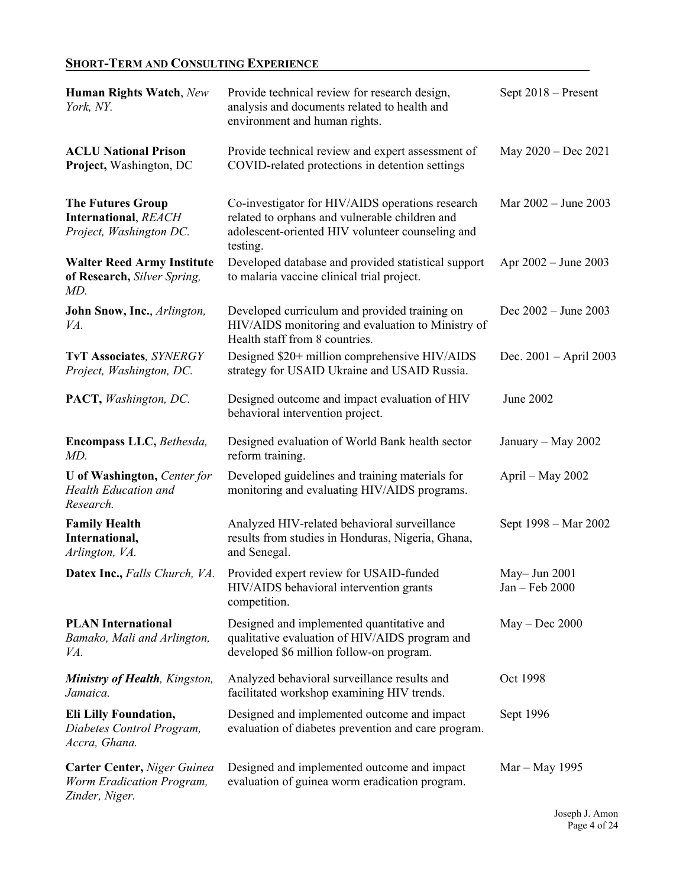## SHORT-TERM AND CONSULTING EXPERIENCE

| | | |
|---|---|---|
| **Human Rights Watch**, *New York, NY.* | Provide technical review for research design, analysis and documents related to health and environment and human rights. | Sept 2018 – Present |
| **ACLU National Prison Project,** Washington, DC | Provide technical review and expert assessment of COVID-related protections in detention settings | May 2020 – Dec 2021 |
| **The Futures Group International**, *REACH Project, Washington DC.* | Co-investigator for HIV/AIDS operations research related to orphans and vulnerable children and adolescent-oriented HIV volunteer counseling and testing. | Mar 2002 – June 2003 |
| **Walter Reed Army Institute of Research,** *Silver Spring, MD.* | Developed database and provided statistical support to malaria vaccine clinical trial project. | Apr 2002 – June 2003 |
| **John Snow, Inc.**, *Arlington, VA.* | Developed curriculum and provided training on HIV/AIDS monitoring and evaluation to Ministry of Health staff from 8 countries. | Dec 2002 – June 2003 |
| **TvT Associates***, SYNERGY Project, Washington, DC.* | Designed $20+ million comprehensive HIV/AIDS strategy for USAID Ukraine and USAID Russia. | Dec. 2001 – April 2003 |
| **PACT,** *Washington, DC.* | Designed outcome and impact evaluation of HIV behavioral intervention project. | June 2002 |
| **Encompass LLC,** *Bethesda, MD.* | Designed evaluation of World Bank health sector reform training. | January – May 2002 |
| **U of Washington,** *Center for Health Education and Research.* | Developed guidelines and training materials for monitoring and evaluating HIV/AIDS programs. | April – May 2002 |
| **Family Health International,** *Arlington, VA.* | Analyzed HIV-related behavioral surveillance results from studies in Honduras, Nigeria, Ghana, and Senegal. | Sept 1998 – Mar 2002 |
| **Datex Inc.,** *Falls Church, VA.* | Provided expert review for USAID-funded HIV/AIDS behavioral intervention grants competition. | May– Jun 2001<br>Jan – Feb 2000 |
| **PLAN International** *Bamako, Mali and Arlington, VA.* | Designed and implemented quantitative and qualitative evaluation of HIV/AIDS program and developed $6 million follow-on program. | May – Dec 2000 |
| ***Ministry of Health****, Kingston, Jamaica.* | Analyzed behavioral surveillance results and facilitated workshop examining HIV trends. | Oct 1998 |
| **Eli Lilly Foundation,** *Diabetes Control Program, Accra, Ghana.* | Designed and implemented outcome and impact evaluation of diabetes prevention and care program. | Sept 1996 |
| **Carter Center,** *Niger Guinea Worm Eradication Program, Zinder, Niger.* | Designed and implemented outcome and impact evaluation of guinea worm eradication program. | Mar – May 1995 |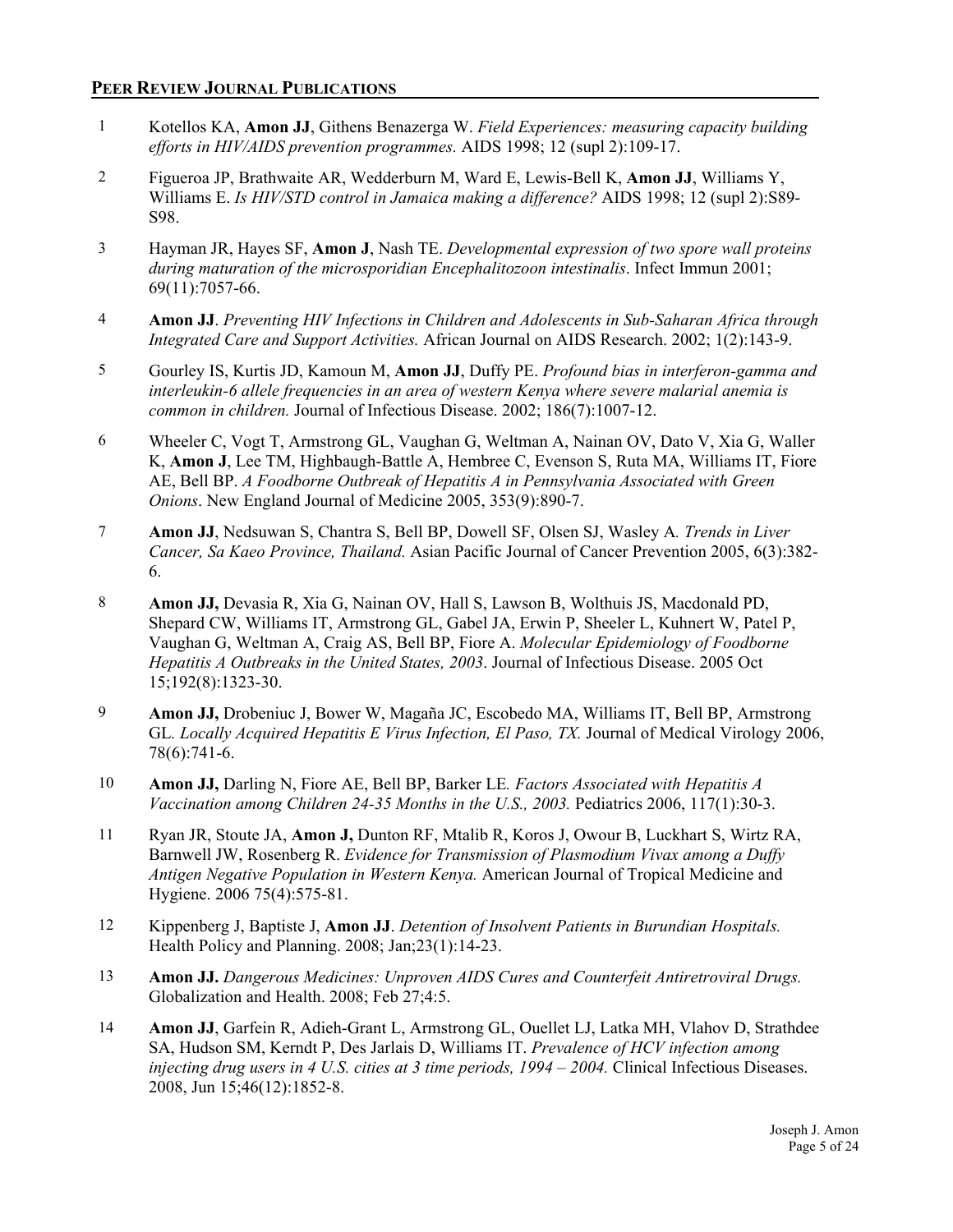## **PEER REVIEW JOURNAL PUBLICATIONS**

1. Kotellos KA, **Amon JJ**, Githens Benazerga W. *Field Experiences: measuring capacity building efforts in HIV/AIDS prevention programmes.* AIDS 1998; 12 (supl 2):109-17.

2. Figueroa JP, Brathwaite AR, Wedderburn M, Ward E, Lewis-Bell K, **Amon JJ**, Williams Y, Williams E. *Is HIV/STD control in Jamaica making a difference?* AIDS 1998; 12 (supl 2):S89-S98.

3. Hayman JR, Hayes SF, **Amon J**, Nash TE. *Developmental expression of two spore wall proteins during maturation of the microsporidian Encephalitozoon intestinalis*. Infect Immun 2001; 69(11):7057-66.

4. **Amon JJ**. *Preventing HIV Infections in Children and Adolescents in Sub-Saharan Africa through Integrated Care and Support Activities.* African Journal on AIDS Research. 2002; 1(2):143-9.

5. Gourley IS, Kurtis JD, Kamoun M, **Amon JJ**, Duffy PE. *Profound bias in interferon-gamma and interleukin-6 allele frequencies in an area of western Kenya where severe malarial anemia is common in children.* Journal of Infectious Disease. 2002; 186(7):1007-12.

6. Wheeler C, Vogt T, Armstrong GL, Vaughan G, Weltman A, Nainan OV, Dato V, Xia G, Waller K, **Amon J**, Lee TM, Highbaugh-Battle A, Hembree C, Evenson S, Ruta MA, Williams IT, Fiore AE, Bell BP. *A Foodborne Outbreak of Hepatitis A in Pennsylvania Associated with Green Onions*. New England Journal of Medicine 2005, 353(9):890-7.

7. **Amon JJ**, Nedsuwan S, Chantra S, Bell BP, Dowell SF, Olsen SJ, Wasley A. *Trends in Liver Cancer, Sa Kaeo Province, Thailand.* Asian Pacific Journal of Cancer Prevention 2005, 6(3):382-6.

8. **Amon JJ,** Devasia R, Xia G, Nainan OV, Hall S, Lawson B, Wolthuis JS, Macdonald PD, Shepard CW, Williams IT, Armstrong GL, Gabel JA, Erwin P, Sheeler L, Kuhnert W, Patel P, Vaughan G, Weltman A, Craig AS, Bell BP, Fiore A. *Molecular Epidemiology of Foodborne Hepatitis A Outbreaks in the United States, 2003*. Journal of Infectious Disease. 2005 Oct 15;192(8):1323-30.

9. **Amon JJ,** Drobeniuc J, Bower W, Magaña JC, Escobedo MA, Williams IT, Bell BP, Armstrong GL. *Locally Acquired Hepatitis E Virus Infection, El Paso, TX.* Journal of Medical Virology 2006, 78(6):741-6.

10. **Amon JJ,** Darling N, Fiore AE, Bell BP, Barker LE. *Factors Associated with Hepatitis A Vaccination among Children 24-35 Months in the U.S., 2003.* Pediatrics 2006, 117(1):30-3.

11. Ryan JR, Stoute JA, **Amon J,** Dunton RF, Mtalib R, Koros J, Owour B, Luckhart S, Wirtz RA, Barnwell JW, Rosenberg R. *Evidence for Transmission of Plasmodium Vivax among a Duffy Antigen Negative Population in Western Kenya.* American Journal of Tropical Medicine and Hygiene. 2006 75(4):575-81.

12. Kippenberg J, Baptiste J, **Amon JJ**. *Detention of Insolvent Patients in Burundian Hospitals.* Health Policy and Planning. 2008; Jan;23(1):14-23.

13. **Amon JJ.** *Dangerous Medicines: Unproven AIDS Cures and Counterfeit Antiretroviral Drugs.* Globalization and Health. 2008; Feb 27;4:5.

14. **Amon JJ**, Garfein R, Adieh-Grant L, Armstrong GL, Ouellet LJ, Latka MH, Vlahov D, Strathdee SA, Hudson SM, Kerndt P, Des Jarlais D, Williams IT. *Prevalence of HCV infection among injecting drug users in 4 U.S. cities at 3 time periods, 1994 – 2004.* Clinical Infectious Diseases. 2008, Jun 15;46(12):1852-8.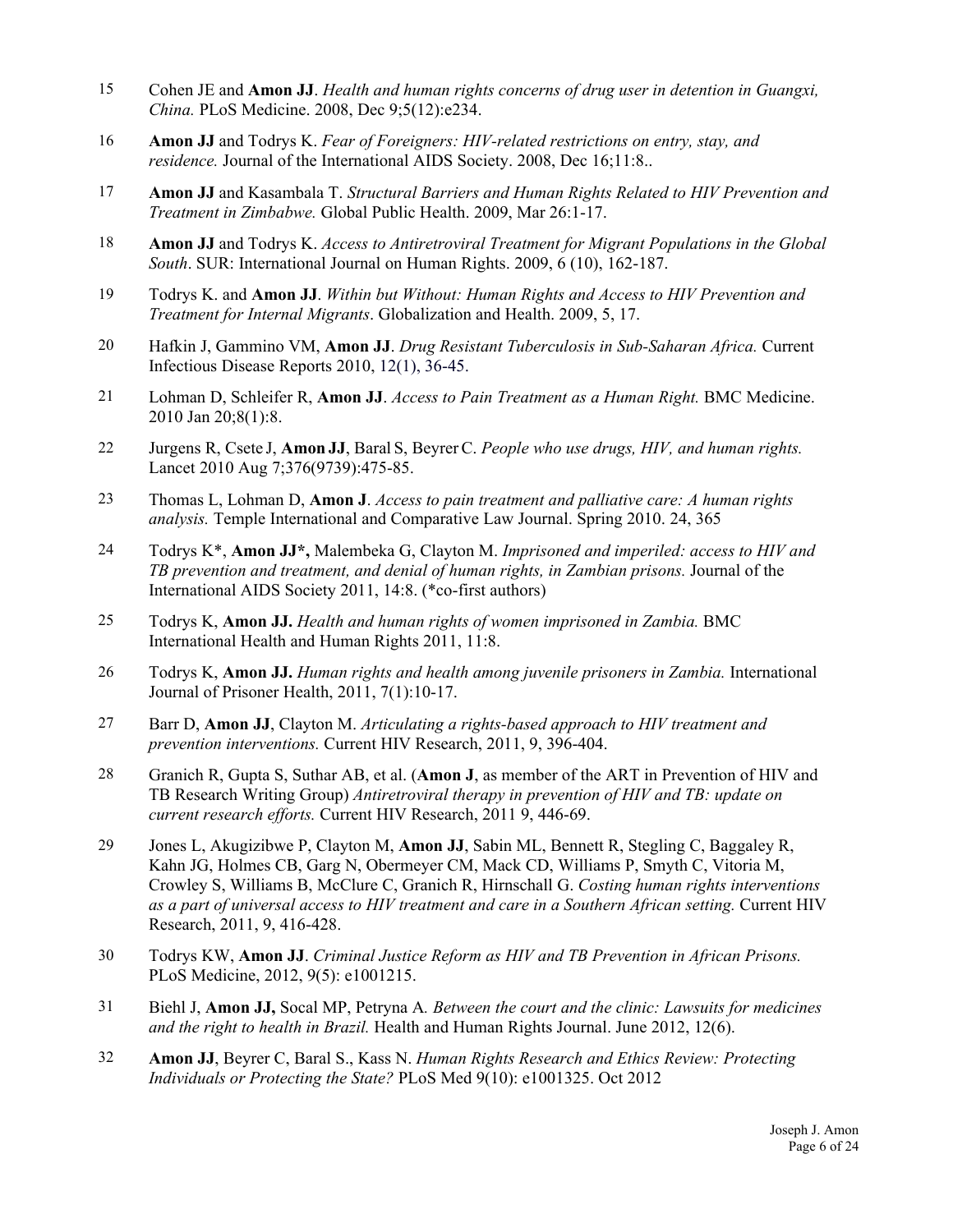15 Cohen JE and **Amon JJ**. *Health and human rights concerns of drug user in detention in Guangxi, China.* PLoS Medicine. 2008, Dec 9;5(12):e234.

16 **Amon JJ** and Todrys K. *Fear of Foreigners: HIV-related restrictions on entry, stay, and residence.* Journal of the International AIDS Society. 2008, Dec 16;11:8..

17 **Amon JJ** and Kasambala T. *Structural Barriers and Human Rights Related to HIV Prevention and Treatment in Zimbabwe.* Global Public Health. 2009, Mar 26:1-17.

18 **Amon JJ** and Todrys K. *Access to Antiretroviral Treatment for Migrant Populations in the Global South*. SUR: International Journal on Human Rights. 2009, 6 (10), 162-187.

19 Todrys K. and **Amon JJ**. *Within but Without: Human Rights and Access to HIV Prevention and Treatment for Internal Migrants*. Globalization and Health. 2009, 5, 17.

20 Hafkin J, Gammino VM, **Amon JJ**. *Drug Resistant Tuberculosis in Sub-Saharan Africa.* Current Infectious Disease Reports 2010, 12(1), 36-45.

21 Lohman D, Schleifer R, **Amon JJ**. *Access to Pain Treatment as a Human Right.* BMC Medicine. 2010 Jan 20;8(1):8.

22 Jurgens R, Csete J, **Amon JJ**, Baral S, Beyrer C. *People who use drugs, HIV, and human rights.* Lancet 2010 Aug 7;376(9739):475-85.

23 Thomas L, Lohman D, **Amon J**. *Access to pain treatment and palliative care: A human rights analysis.* Temple International and Comparative Law Journal. Spring 2010. 24, 365

24 Todrys K*, **Amon JJ*,** Malembeka G, Clayton M. *Imprisoned and imperiled: access to HIV and TB prevention and treatment, and denial of human rights, in Zambian prisons.* Journal of the International AIDS Society 2011, 14:8. (*co-first authors)

25 Todrys K, **Amon JJ.** *Health and human rights of women imprisoned in Zambia.* BMC International Health and Human Rights 2011, 11:8.

26 Todrys K, **Amon JJ.** *Human rights and health among juvenile prisoners in Zambia.* International Journal of Prisoner Health, 2011, 7(1):10-17.

27 Barr D, **Amon JJ**, Clayton M. *Articulating a rights-based approach to HIV treatment and prevention interventions.* Current HIV Research, 2011, 9, 396-404.

28 Granich R, Gupta S, Suthar AB, et al. (**Amon J**, as member of the ART in Prevention of HIV and TB Research Writing Group) *Antiretroviral therapy in prevention of HIV and TB: update on current research efforts.* Current HIV Research, 2011 9, 446-69.

29 Jones L, Akugizibwe P, Clayton M, **Amon JJ**, Sabin ML, Bennett R, Stegling C, Baggaley R, Kahn JG, Holmes CB, Garg N, Obermeyer CM, Mack CD, Williams P, Smyth C, Vitoria M, Crowley S, Williams B, McClure C, Granich R, Hirnschall G. *Costing human rights interventions as a part of universal access to HIV treatment and care in a Southern African setting.* Current HIV Research, 2011, 9, 416-428.

30 Todrys KW, **Amon JJ**. *Criminal Justice Reform as HIV and TB Prevention in African Prisons.* PLoS Medicine, 2012, 9(5): e1001215.

31 Biehl J, **Amon JJ,** Socal MP, Petryna A. *Between the court and the clinic: Lawsuits for medicines and the right to health in Brazil.* Health and Human Rights Journal. June 2012, 12(6).

32 **Amon JJ**, Beyrer C, Baral S., Kass N. *Human Rights Research and Ethics Review: Protecting Individuals or Protecting the State?* PLoS Med 9(10): e1001325. Oct 2012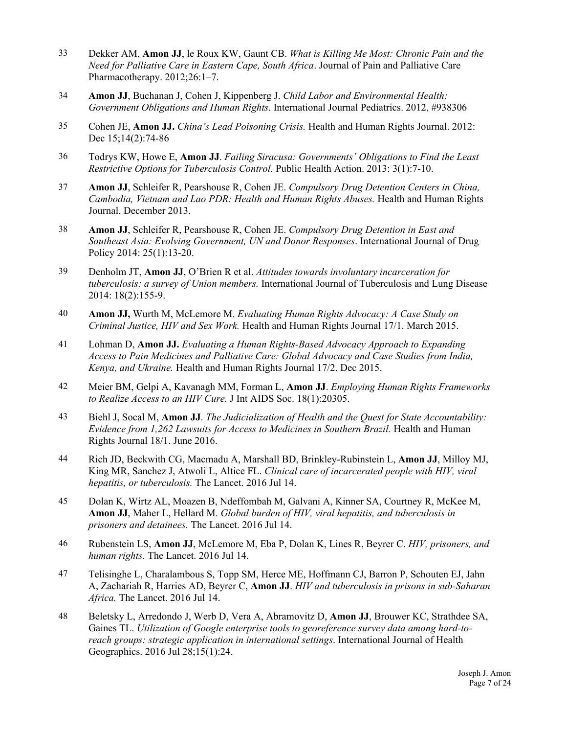33 Dekker AM, **Amon JJ**, le Roux KW, Gaunt CB. *What is Killing Me Most: Chronic Pain and the Need for Palliative Care in Eastern Cape, South Africa*. Journal of Pain and Palliative Care Pharmacotherapy. 2012;26:1–7.

34 **Amon JJ**, Buchanan J, Cohen J, Kippenberg J. *Child Labor and Environmental Health: Government Obligations and Human Rights*. International Journal Pediatrics. 2012, #938306

35 Cohen JE, **Amon JJ.** *China's Lead Poisoning Crisis.* Health and Human Rights Journal. 2012: Dec 15;14(2):74-86

36 Todrys KW, Howe E, **Amon JJ**. *Failing Siracusa: Governments' Obligations to Find the Least Restrictive Options for Tuberculosis Control.* Public Health Action. 2013: 3(1):7-10.

37 **Amon JJ**, Schleifer R, Pearshouse R, Cohen JE. *Compulsory Drug Detention Centers in China, Cambodia, Vietnam and Lao PDR: Health and Human Rights Abuses.* Health and Human Rights Journal. December 2013.

38 **Amon JJ**, Schleifer R, Pearshouse R, Cohen JE. *Compulsory Drug Detention in East and Southeast Asia: Evolving Government, UN and Donor Responses*. International Journal of Drug Policy 2014: 25(1):13-20.

39 Denholm JT, **Amon JJ**, O'Brien R et al. *Attitudes towards involuntary incarceration for tuberculosis: a survey of Union members.* International Journal of Tuberculosis and Lung Disease 2014: 18(2):155-9.

40 **Amon JJ,** Wurth M, McLemore M. *Evaluating Human Rights Advocacy: A Case Study on Criminal Justice, HIV and Sex Work.* Health and Human Rights Journal 17/1. March 2015.

41 Lohman D, **Amon JJ.** *Evaluating a Human Rights-Based Advocacy Approach to Expanding Access to Pain Medicines and Palliative Care: Global Advocacy and Case Studies from India, Kenya, and Ukraine.* Health and Human Rights Journal 17/2. Dec 2015.

42 Meier BM, Gelpi A, Kavanagh MM, Forman L, **Amon JJ**. *Employing Human Rights Frameworks to Realize Access to an HIV Cure.* J Int AIDS Soc. 18(1):20305.

43 Biehl J, Socal M, **Amon JJ**. *The Judicialization of Health and the Quest for State Accountability: Evidence from 1,262 Lawsuits for Access to Medicines in Southern Brazil.* Health and Human Rights Journal 18/1. June 2016.

44 Rich JD, Beckwith CG, Macmadu A, Marshall BD, Brinkley-Rubinstein L, **Amon JJ**, Milloy MJ, King MR, Sanchez J, Atwoli L, Altice FL. *Clinical care of incarcerated people with HIV, viral hepatitis, or tuberculosis.* The Lancet. 2016 Jul 14.

45 Dolan K, Wirtz AL, Moazen B, Ndeffombah M, Galvani A, Kinner SA, Courtney R, McKee M, **Amon JJ**, Maher L, Hellard M. *Global burden of HIV, viral hepatitis, and tuberculosis in prisoners and detainees.* The Lancet. 2016 Jul 14.

46 Rubenstein LS, **Amon JJ**, McLemore M, Eba P, Dolan K, Lines R, Beyrer C. *HIV, prisoners, and human rights.* The Lancet. 2016 Jul 14.

47 Telisinghe L, Charalambous S, Topp SM, Herce ME, Hoffmann CJ, Barron P, Schouten EJ, Jahn A, Zachariah R, Harries AD, Beyrer C, **Amon JJ**. *HIV and tuberculosis in prisons in sub-Saharan Africa.* The Lancet. 2016 Jul 14.

48 Beletsky L, Arredondo J, Werb D, Vera A, Abramovitz D, **Amon JJ**, Brouwer KC, Strathdee SA, Gaines TL. *Utilization of Google enterprise tools to georeference survey data among hard-to-reach groups: strategic application in international settings*. International Journal of Health Geographics. 2016 Jul 28;15(1):24.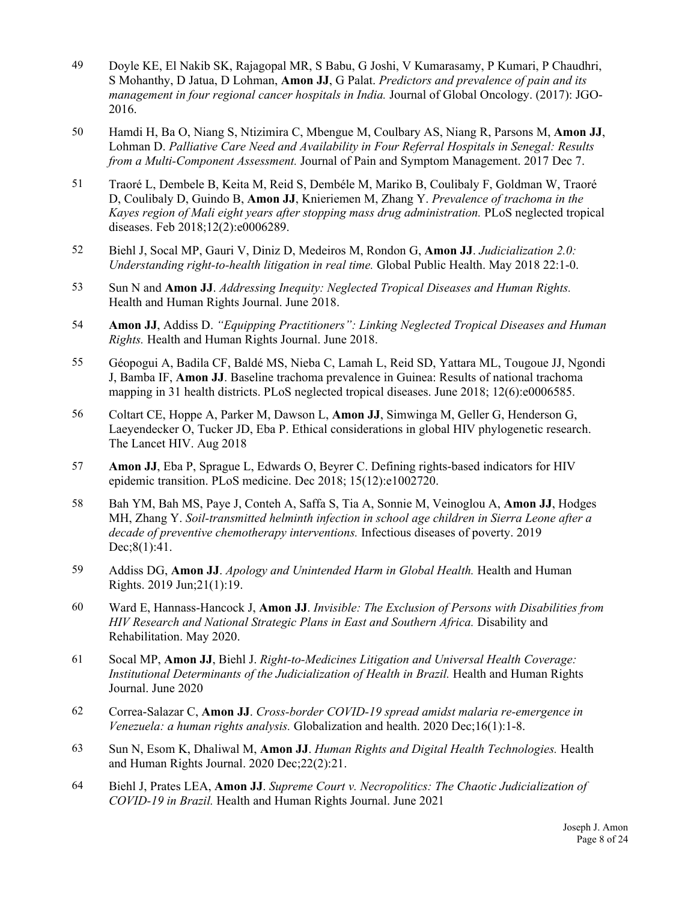49 Doyle KE, El Nakib SK, Rajagopal MR, S Babu, G Joshi, V Kumarasamy, P Kumari, P Chaudhri, S Mohanthy, D Jatua, D Lohman, **Amon JJ**, G Palat. *Predictors and prevalence of pain and its management in four regional cancer hospitals in India.* Journal of Global Oncology. (2017): JGO-2016.

50 Hamdi H, Ba O, Niang S, Ntizimira C, Mbengue M, Coulbary AS, Niang R, Parsons M, **Amon JJ**, Lohman D. *Palliative Care Need and Availability in Four Referral Hospitals in Senegal: Results from a Multi-Component Assessment.* Journal of Pain and Symptom Management. 2017 Dec 7.

51 Traoré L, Dembele B, Keita M, Reid S, Dembéle M, Mariko B, Coulibaly F, Goldman W, Traoré D, Coulibaly D, Guindo B, **Amon JJ**, Knieriemen M, Zhang Y. *Prevalence of trachoma in the Kayes region of Mali eight years after stopping mass drug administration.* PLoS neglected tropical diseases. Feb 2018;12(2):e0006289.

52 Biehl J, Socal MP, Gauri V, Diniz D, Medeiros M, Rondon G, **Amon JJ**. *Judicialization 2.0: Understanding right-to-health litigation in real time.* Global Public Health. May 2018 22:1-0.

53 Sun N and **Amon JJ**. *Addressing Inequity: Neglected Tropical Diseases and Human Rights.* Health and Human Rights Journal. June 2018.

54 **Amon JJ**, Addiss D. *"Equipping Practitioners": Linking Neglected Tropical Diseases and Human Rights.* Health and Human Rights Journal. June 2018.

55 Géopogui A, Badila CF, Baldé MS, Nieba C, Lamah L, Reid SD, Yattara ML, Tougoue JJ, Ngondi J, Bamba IF, **Amon JJ**. Baseline trachoma prevalence in Guinea: Results of national trachoma mapping in 31 health districts. PLoS neglected tropical diseases. June 2018; 12(6):e0006585.

56 Coltart CE, Hoppe A, Parker M, Dawson L, **Amon JJ**, Simwinga M, Geller G, Henderson G, Laeyendecker O, Tucker JD, Eba P. Ethical considerations in global HIV phylogenetic research. The Lancet HIV. Aug 2018

57 **Amon JJ**, Eba P, Sprague L, Edwards O, Beyrer C. Defining rights-based indicators for HIV epidemic transition. PLoS medicine. Dec 2018; 15(12):e1002720.

58 Bah YM, Bah MS, Paye J, Conteh A, Saffa S, Tia A, Sonnie M, Veinoglou A, **Amon JJ**, Hodges MH, Zhang Y. *Soil-transmitted helminth infection in school age children in Sierra Leone after a decade of preventive chemotherapy interventions.* Infectious diseases of poverty. 2019 Dec;8(1):41.

59 Addiss DG, **Amon JJ**. *Apology and Unintended Harm in Global Health.* Health and Human Rights. 2019 Jun;21(1):19.

60 Ward E, Hannass-Hancock J, **Amon JJ**. *Invisible: The Exclusion of Persons with Disabilities from HIV Research and National Strategic Plans in East and Southern Africa.* Disability and Rehabilitation. May 2020.

61 Socal MP, **Amon JJ**, Biehl J. *Right-to-Medicines Litigation and Universal Health Coverage: Institutional Determinants of the Judicialization of Health in Brazil.* Health and Human Rights Journal. June 2020

62 Correa-Salazar C, **Amon JJ**. *Cross-border COVID-19 spread amidst malaria re-emergence in Venezuela: a human rights analysis.* Globalization and health. 2020 Dec;16(1):1-8.

63 Sun N, Esom K, Dhaliwal M, **Amon JJ**. *Human Rights and Digital Health Technologies.* Health and Human Rights Journal. 2020 Dec;22(2):21.

64 Biehl J, Prates LEA, **Amon JJ**. *Supreme Court v. Necropolitics: The Chaotic Judicialization of COVID-19 in Brazil.* Health and Human Rights Journal. June 2021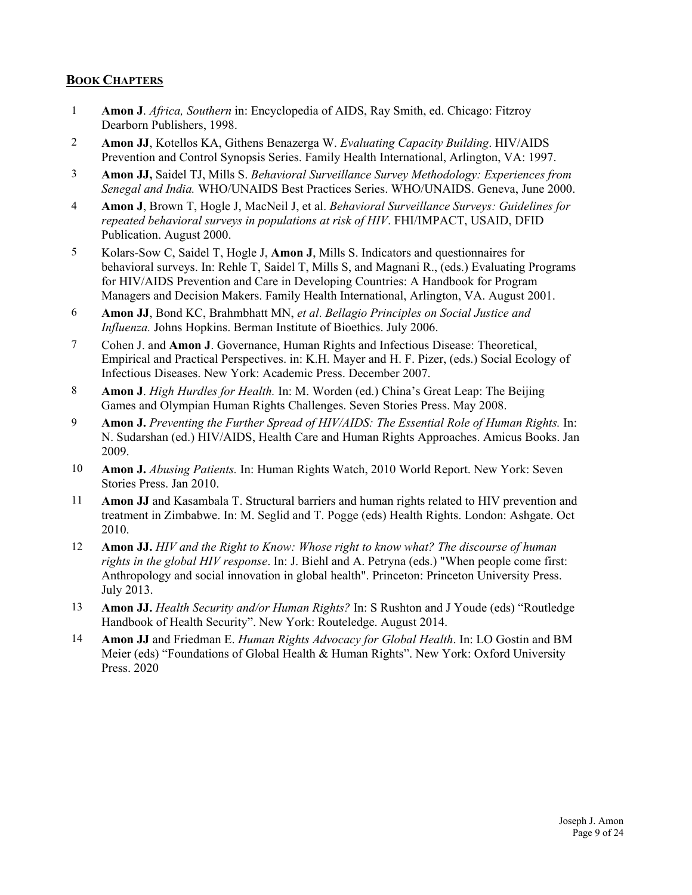## Book Chapters

1. **Amon J**. *Africa, Southern* in: Encyclopedia of AIDS, Ray Smith, ed. Chicago: Fitzroy Dearborn Publishers, 1998.
2. **Amon JJ**, Kotellos KA, Githens Benazerga W. *Evaluating Capacity Building*. HIV/AIDS Prevention and Control Synopsis Series. Family Health International, Arlington, VA: 1997.
3. **Amon JJ,** Saidel TJ, Mills S. *Behavioral Surveillance Survey Methodology: Experiences from Senegal and India.* WHO/UNAIDS Best Practices Series. WHO/UNAIDS. Geneva, June 2000.
4. **Amon J**, Brown T, Hogle J, MacNeil J, et al. *Behavioral Surveillance Surveys: Guidelines for repeated behavioral surveys in populations at risk of HIV*. FHI/IMPACT, USAID, DFID Publication. August 2000.
5. Kolars-Sow C, Saidel T, Hogle J, **Amon J**, Mills S. Indicators and questionnaires for behavioral surveys. In: Rehle T, Saidel T, Mills S, and Magnani R., (eds.) Evaluating Programs for HIV/AIDS Prevention and Care in Developing Countries: A Handbook for Program Managers and Decision Makers. Family Health International, Arlington, VA. August 2001.
6. **Amon JJ**, Bond KC, Brahmbhatt MN, *et al*. *Bellagio Principles on Social Justice and Influenza.* Johns Hopkins. Berman Institute of Bioethics. July 2006.
7. Cohen J. and **Amon J**. Governance, Human Rights and Infectious Disease: Theoretical, Empirical and Practical Perspectives. in: K.H. Mayer and H. F. Pizer, (eds.) Social Ecology of Infectious Diseases. New York: Academic Press. December 2007.
8. **Amon J**. *High Hurdles for Health.* In: M. Worden (ed.) China's Great Leap: The Beijing Games and Olympian Human Rights Challenges. Seven Stories Press. May 2008.
9. **Amon J.** *Preventing the Further Spread of HIV/AIDS: The Essential Role of Human Rights.* In: N. Sudarshan (ed.) HIV/AIDS, Health Care and Human Rights Approaches. Amicus Books. Jan 2009.
10. **Amon J.** *Abusing Patients.* In: Human Rights Watch, 2010 World Report. New York: Seven Stories Press. Jan 2010.
11. **Amon JJ** and Kasambala T. Structural barriers and human rights related to HIV prevention and treatment in Zimbabwe. In: M. Seglid and T. Pogge (eds) Health Rights. London: Ashgate. Oct 2010.
12. **Amon JJ.** *HIV and the Right to Know: Whose right to know what? The discourse of human rights in the global HIV response*. In: J. Biehl and A. Petryna (eds.) "When people come first: Anthropology and social innovation in global health". Princeton: Princeton University Press. July 2013.
13. **Amon JJ.** *Health Security and/or Human Rights?* In: S Rushton and J Youde (eds) "Routledge Handbook of Health Security". New York: Routeledge. August 2014.
14. **Amon JJ** and Friedman E. *Human Rights Advocacy for Global Health*. In: LO Gostin and BM Meier (eds) "Foundations of Global Health & Human Rights". New York: Oxford University Press. 2020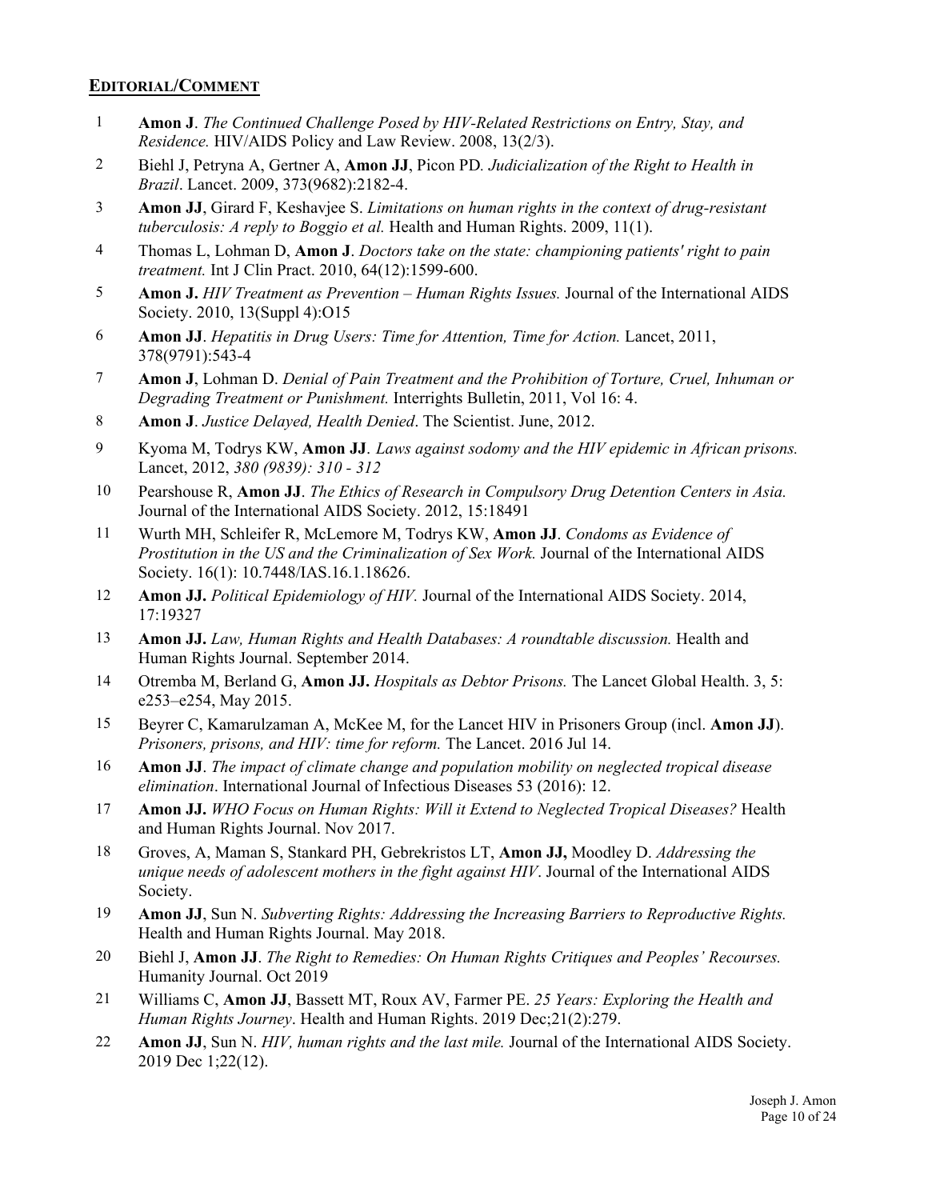## EDITORIAL/COMMENT

1. **Amon J**. *The Continued Challenge Posed by HIV-Related Restrictions on Entry, Stay, and Residence.* HIV/AIDS Policy and Law Review. 2008, 13(2/3).
2. Biehl J, Petryna A, Gertner A, **Amon JJ**, Picon PD. *Judicialization of the Right to Health in Brazil*. Lancet. 2009, 373(9682):2182-4.
3. **Amon JJ**, Girard F, Keshavjee S. *Limitations on human rights in the context of drug-resistant tuberculosis: A reply to Boggio et al.* Health and Human Rights. 2009, 11(1).
4. Thomas L, Lohman D, **Amon J**. *Doctors take on the state: championing patients' right to pain treatment.* Int J Clin Pract. 2010, 64(12):1599-600.
5. **Amon J.** *HIV Treatment as Prevention – Human Rights Issues.* Journal of the International AIDS Society. 2010, 13(Suppl 4):O15
6. **Amon JJ**. *Hepatitis in Drug Users: Time for Attention, Time for Action.* Lancet, 2011, 378(9791):543-4
7. **Amon J**, Lohman D. *Denial of Pain Treatment and the Prohibition of Torture, Cruel, Inhuman or Degrading Treatment or Punishment.* Interrights Bulletin, 2011, Vol 16: 4.
8. **Amon J**. *Justice Delayed, Health Denied*. The Scientist. June, 2012.
9. Kyoma M, Todrys KW, **Amon JJ**. *Laws against sodomy and the HIV epidemic in African prisons.* Lancet, 2012, *380 (9839): 310 - 312*
10. Pearshouse R, **Amon JJ**. *The Ethics of Research in Compulsory Drug Detention Centers in Asia.* Journal of the International AIDS Society. 2012, 15:18491
11. Wurth MH, Schleifer R, McLemore M, Todrys KW, **Amon JJ**. *Condoms as Evidence of Prostitution in the US and the Criminalization of Sex Work.* Journal of the International AIDS Society. 16(1): 10.7448/IAS.16.1.18626.
12. **Amon JJ.** *Political Epidemiology of HIV.* Journal of the International AIDS Society. 2014, 17:19327
13. **Amon JJ.** *Law, Human Rights and Health Databases: A roundtable discussion.* Health and Human Rights Journal. September 2014.
14. Otremba M, Berland G, **Amon JJ.** *Hospitals as Debtor Prisons.* The Lancet Global Health. 3, 5: e253–e254, May 2015.
15. Beyrer C, Kamarulzaman A, McKee M, for the Lancet HIV in Prisoners Group (incl. **Amon JJ**). *Prisoners, prisons, and HIV: time for reform.* The Lancet. 2016 Jul 14.
16. **Amon JJ**. *The impact of climate change and population mobility on neglected tropical disease elimination*. International Journal of Infectious Diseases 53 (2016): 12.
17. **Amon JJ.** *WHO Focus on Human Rights: Will it Extend to Neglected Tropical Diseases?* Health and Human Rights Journal. Nov 2017.
18. Groves, A, Maman S, Stankard PH, Gebrekristos LT, **Amon JJ,** Moodley D. *Addressing the unique needs of adolescent mothers in the fight against HIV*. Journal of the International AIDS Society.
19. **Amon JJ**, Sun N. *Subverting Rights: Addressing the Increasing Barriers to Reproductive Rights.* Health and Human Rights Journal. May 2018.
20. Biehl J, **Amon JJ**. *The Right to Remedies: On Human Rights Critiques and Peoples' Recourses.* Humanity Journal. Oct 2019
21. Williams C, **Amon JJ**, Bassett MT, Roux AV, Farmer PE. *25 Years: Exploring the Health and Human Rights Journey*. Health and Human Rights. 2019 Dec;21(2):279.
22. **Amon JJ**, Sun N. *HIV, human rights and the last mile.* Journal of the International AIDS Society. 2019 Dec 1;22(12).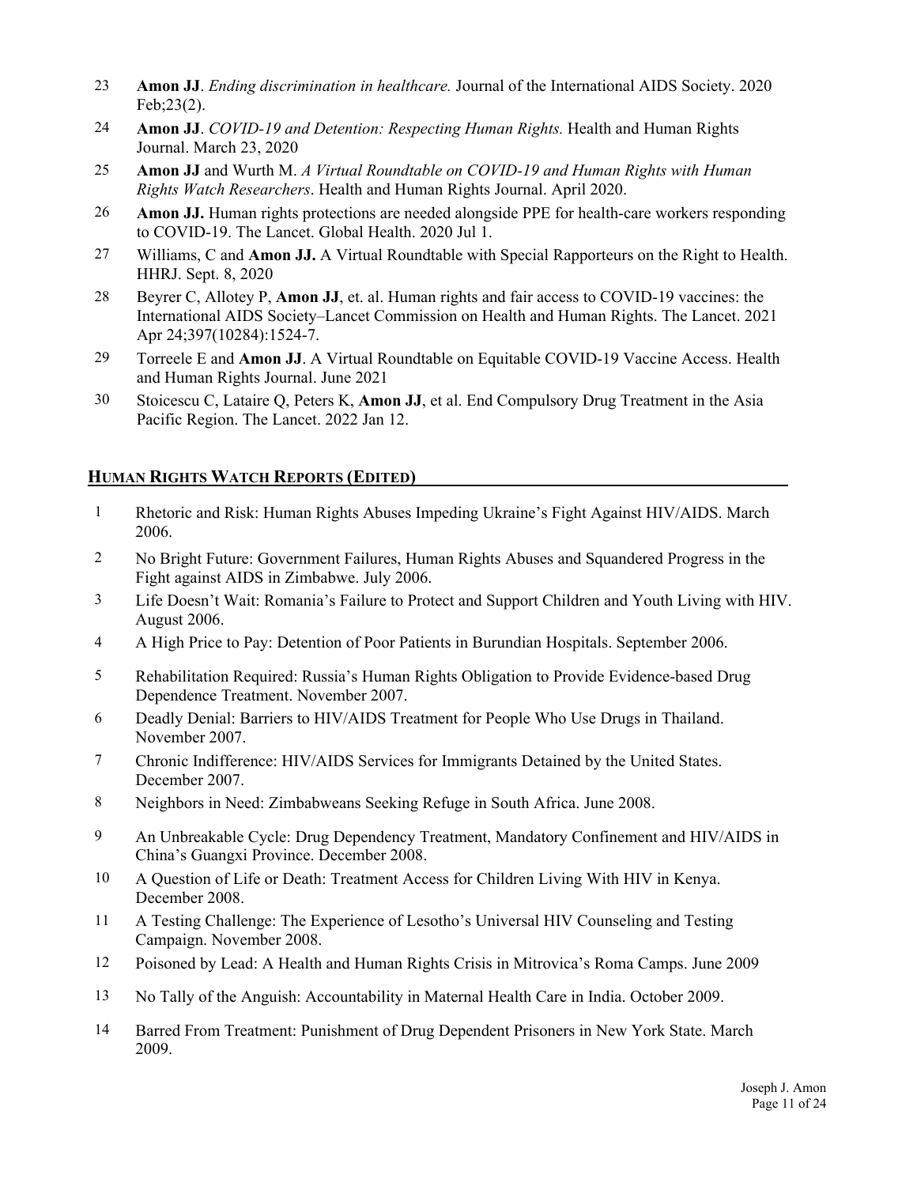23 **Amon JJ**. *Ending discrimination in healthcare.* Journal of the International AIDS Society. 2020 Feb;23(2).

24 **Amon JJ**. *COVID-19 and Detention: Respecting Human Rights.* Health and Human Rights Journal. March 23, 2020

25 **Amon JJ** and Wurth M. *A Virtual Roundtable on COVID-19 and Human Rights with Human Rights Watch Researchers*. Health and Human Rights Journal. April 2020.

26 **Amon JJ.** Human rights protections are needed alongside PPE for health-care workers responding to COVID-19. The Lancet. Global Health. 2020 Jul 1.

27 Williams, C and **Amon JJ.** A Virtual Roundtable with Special Rapporteurs on the Right to Health. HHRJ. Sept. 8, 2020

28 Beyrer C, Allotey P, **Amon JJ**, et. al. Human rights and fair access to COVID-19 vaccines: the International AIDS Society–Lancet Commission on Health and Human Rights. The Lancet. 2021 Apr 24;397(10284):1524-7.

29 Torreele E and **Amon JJ**. A Virtual Roundtable on Equitable COVID-19 Vaccine Access. Health and Human Rights Journal. June 2021

30 Stoicescu C, Lataire Q, Peters K, **Amon JJ**, et al. End Compulsory Drug Treatment in the Asia Pacific Region. The Lancet. 2022 Jan 12.

## HUMAN RIGHTS WATCH REPORTS (EDITED)

1 Rhetoric and Risk: Human Rights Abuses Impeding Ukraine's Fight Against HIV/AIDS. March 2006.

2 No Bright Future: Government Failures, Human Rights Abuses and Squandered Progress in the Fight against AIDS in Zimbabwe. July 2006.

3 Life Doesn't Wait: Romania's Failure to Protect and Support Children and Youth Living with HIV. August 2006.

4 A High Price to Pay: Detention of Poor Patients in Burundian Hospitals. September 2006.

5 Rehabilitation Required: Russia's Human Rights Obligation to Provide Evidence-based Drug Dependence Treatment. November 2007.

6 Deadly Denial: Barriers to HIV/AIDS Treatment for People Who Use Drugs in Thailand. November 2007.

7 Chronic Indifference: HIV/AIDS Services for Immigrants Detained by the United States. December 2007.

8 Neighbors in Need: Zimbabweans Seeking Refuge in South Africa. June 2008.

9 An Unbreakable Cycle: Drug Dependency Treatment, Mandatory Confinement and HIV/AIDS in China's Guangxi Province. December 2008.

10 A Question of Life or Death: Treatment Access for Children Living With HIV in Kenya. December 2008.

11 A Testing Challenge: The Experience of Lesotho's Universal HIV Counseling and Testing Campaign. November 2008.

12 Poisoned by Lead: A Health and Human Rights Crisis in Mitrovica's Roma Camps. June 2009

13 No Tally of the Anguish: Accountability in Maternal Health Care in India. October 2009.

14 Barred From Treatment: Punishment of Drug Dependent Prisoners in New York State. March 2009.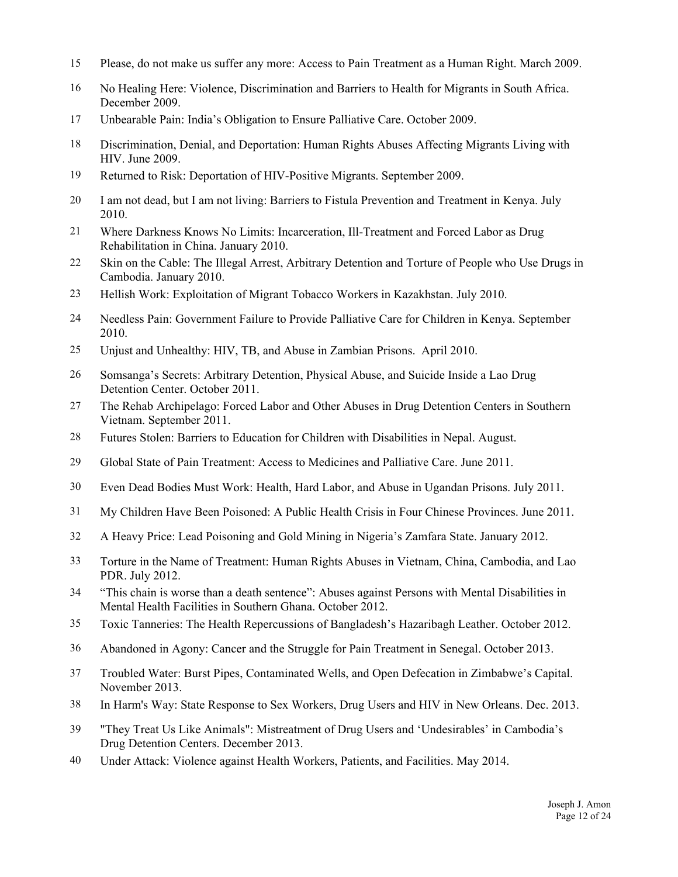15 Please, do not make us suffer any more: Access to Pain Treatment as a Human Right. March 2009.

16 No Healing Here: Violence, Discrimination and Barriers to Health for Migrants in South Africa. December 2009.

17 Unbearable Pain: India's Obligation to Ensure Palliative Care. October 2009.

18 Discrimination, Denial, and Deportation: Human Rights Abuses Affecting Migrants Living with HIV. June 2009.

19 Returned to Risk: Deportation of HIV-Positive Migrants. September 2009.

20 I am not dead, but I am not living: Barriers to Fistula Prevention and Treatment in Kenya. July 2010.

21 Where Darkness Knows No Limits: Incarceration, Ill-Treatment and Forced Labor as Drug Rehabilitation in China. January 2010.

22 Skin on the Cable: The Illegal Arrest, Arbitrary Detention and Torture of People who Use Drugs in Cambodia. January 2010.

23 Hellish Work: Exploitation of Migrant Tobacco Workers in Kazakhstan. July 2010.

24 Needless Pain: Government Failure to Provide Palliative Care for Children in Kenya. September 2010.

25 Unjust and Unhealthy: HIV, TB, and Abuse in Zambian Prisons. April 2010.

26 Somsanga's Secrets: Arbitrary Detention, Physical Abuse, and Suicide Inside a Lao Drug Detention Center. October 2011.

27 The Rehab Archipelago: Forced Labor and Other Abuses in Drug Detention Centers in Southern Vietnam. September 2011.

28 Futures Stolen: Barriers to Education for Children with Disabilities in Nepal. August.

29 Global State of Pain Treatment: Access to Medicines and Palliative Care. June 2011.

30 Even Dead Bodies Must Work: Health, Hard Labor, and Abuse in Ugandan Prisons. July 2011.

31 My Children Have Been Poisoned: A Public Health Crisis in Four Chinese Provinces. June 2011.

32 A Heavy Price: Lead Poisoning and Gold Mining in Nigeria's Zamfara State. January 2012.

33 Torture in the Name of Treatment: Human Rights Abuses in Vietnam, China, Cambodia, and Lao PDR. July 2012.

34 "This chain is worse than a death sentence": Abuses against Persons with Mental Disabilities in Mental Health Facilities in Southern Ghana. October 2012.

35 Toxic Tanneries: The Health Repercussions of Bangladesh's Hazaribagh Leather. October 2012.

36 Abandoned in Agony: Cancer and the Struggle for Pain Treatment in Senegal. October 2013.

37 Troubled Water: Burst Pipes, Contaminated Wells, and Open Defecation in Zimbabwe's Capital. November 2013.

38 In Harm's Way: State Response to Sex Workers, Drug Users and HIV in New Orleans. Dec. 2013.

39 "They Treat Us Like Animals": Mistreatment of Drug Users and 'Undesirables' in Cambodia's Drug Detention Centers. December 2013.

40 Under Attack: Violence against Health Workers, Patients, and Facilities. May 2014.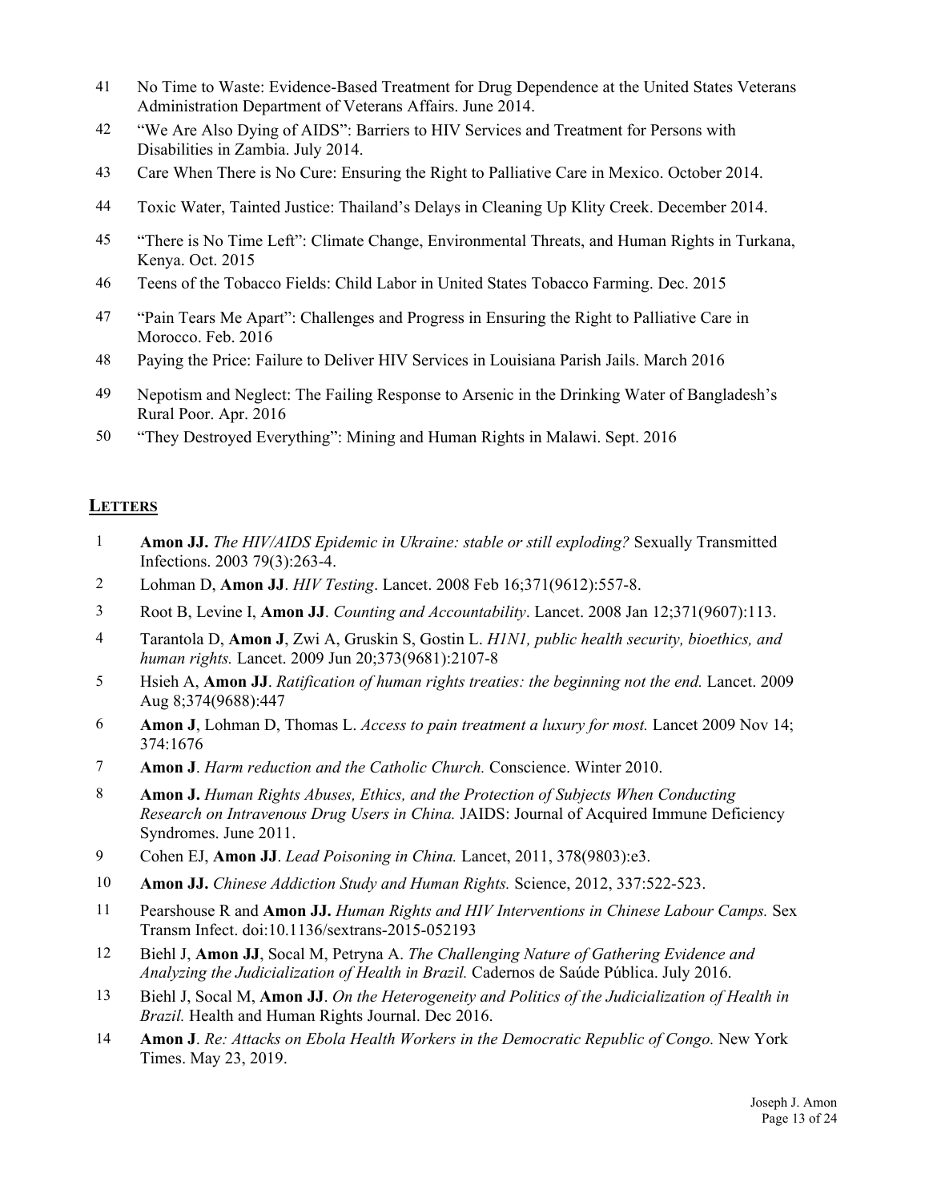41 No Time to Waste: Evidence-Based Treatment for Drug Dependence at the United States Veterans Administration Department of Veterans Affairs. June 2014.

42 "We Are Also Dying of AIDS": Barriers to HIV Services and Treatment for Persons with Disabilities in Zambia. July 2014.

43 Care When There is No Cure: Ensuring the Right to Palliative Care in Mexico. October 2014.

44 Toxic Water, Tainted Justice: Thailand's Delays in Cleaning Up Klity Creek. December 2014.

45 "There is No Time Left": Climate Change, Environmental Threats, and Human Rights in Turkana, Kenya. Oct. 2015

46 Teens of the Tobacco Fields: Child Labor in United States Tobacco Farming. Dec. 2015

47 "Pain Tears Me Apart": Challenges and Progress in Ensuring the Right to Palliative Care in Morocco. Feb. 2016

48 Paying the Price: Failure to Deliver HIV Services in Louisiana Parish Jails. March 2016

49 Nepotism and Neglect: The Failing Response to Arsenic in the Drinking Water of Bangladesh's Rural Poor. Apr. 2016

50 "They Destroyed Everything": Mining and Human Rights in Malawi. Sept. 2016

## LETTERS

1 **Amon JJ.** *The HIV/AIDS Epidemic in Ukraine: stable or still exploding?* Sexually Transmitted Infections. 2003 79(3):263-4.

2 Lohman D, **Amon JJ**. *HIV Testing*. Lancet. 2008 Feb 16;371(9612):557-8.

3 Root B, Levine I, **Amon JJ**. *Counting and Accountability*. Lancet. 2008 Jan 12;371(9607):113.

4 Tarantola D, **Amon J**, Zwi A, Gruskin S, Gostin L. *H1N1, public health security, bioethics, and human rights.* Lancet. 2009 Jun 20;373(9681):2107-8

5 Hsieh A, **Amon JJ**. *Ratification of human rights treaties: the beginning not the end.* Lancet. 2009 Aug 8;374(9688):447

6 **Amon J**, Lohman D, Thomas L. *Access to pain treatment a luxury for most.* Lancet 2009 Nov 14; 374:1676

7 **Amon J**. *Harm reduction and the Catholic Church.* Conscience. Winter 2010.

8 **Amon J.** *Human Rights Abuses, Ethics, and the Protection of Subjects When Conducting Research on Intravenous Drug Users in China.* JAIDS: Journal of Acquired Immune Deficiency Syndromes. June 2011.

9 Cohen EJ, **Amon JJ**. *Lead Poisoning in China.* Lancet, 2011, 378(9803):e3.

10 **Amon JJ.** *Chinese Addiction Study and Human Rights.* Science, 2012, 337:522-523.

11 Pearshouse R and **Amon JJ.** *Human Rights and HIV Interventions in Chinese Labour Camps.* Sex Transm Infect. doi:10.1136/sextrans-2015-052193

12 Biehl J, **Amon JJ**, Socal M, Petryna A. *The Challenging Nature of Gathering Evidence and Analyzing the Judicialization of Health in Brazil.* Cadernos de Saúde Pública. July 2016.

13 Biehl J, Socal M, **Amon JJ**. *On the Heterogeneity and Politics of the Judicialization of Health in Brazil.* Health and Human Rights Journal. Dec 2016.

14 **Amon J**. *Re: Attacks on Ebola Health Workers in the Democratic Republic of Congo.* New York Times. May 23, 2019.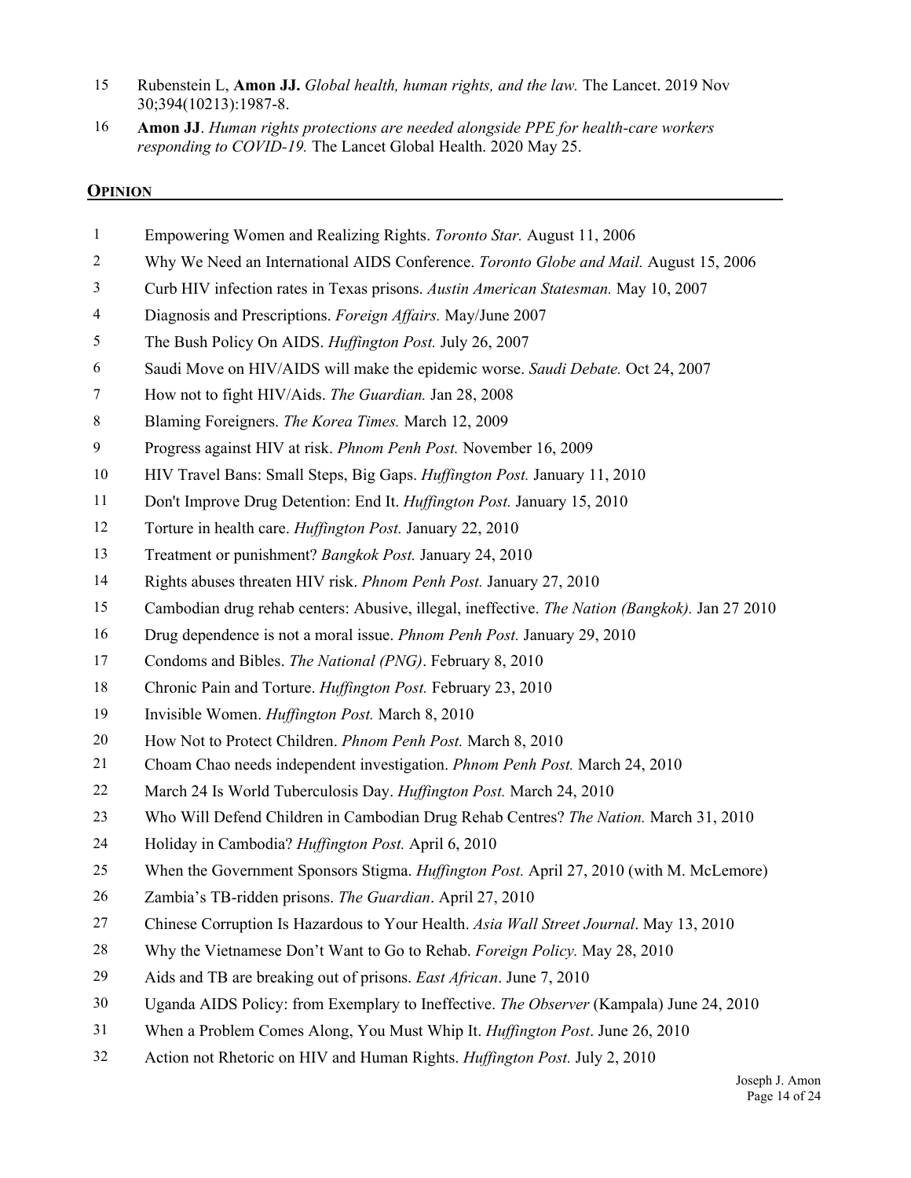15 Rubenstein L, **Amon JJ.** *Global health, human rights, and the law.* The Lancet. 2019 Nov 30;394(10213):1987-8.

16 **Amon JJ**. *Human rights protections are needed alongside PPE for health-care workers responding to COVID-19.* The Lancet Global Health. 2020 May 25.

## OPINION

1. Empowering Women and Realizing Rights. *Toronto Star.* August 11, 2006
2. Why We Need an International AIDS Conference. *Toronto Globe and Mail.* August 15, 2006
3. Curb HIV infection rates in Texas prisons. *Austin American Statesman.* May 10, 2007
4. Diagnosis and Prescriptions. *Foreign Affairs.* May/June 2007
5. The Bush Policy On AIDS. *Huffington Post.* July 26, 2007
6. Saudi Move on HIV/AIDS will make the epidemic worse. *Saudi Debate.* Oct 24, 2007
7. How not to fight HIV/Aids. *The Guardian.* Jan 28, 2008
8. Blaming Foreigners. *The Korea Times.* March 12, 2009
9. Progress against HIV at risk. *Phnom Penh Post.* November 16, 2009
10. HIV Travel Bans: Small Steps, Big Gaps. *Huffington Post.* January 11, 2010
11. Don't Improve Drug Detention: End It. *Huffington Post.* January 15, 2010
12. Torture in health care. *Huffington Post.* January 22, 2010
13. Treatment or punishment? *Bangkok Post.* January 24, 2010
14. Rights abuses threaten HIV risk. *Phnom Penh Post.* January 27, 2010
15. Cambodian drug rehab centers: Abusive, illegal, ineffective. *The Nation (Bangkok).* Jan 27 2010
16. Drug dependence is not a moral issue. *Phnom Penh Post.* January 29, 2010
17. Condoms and Bibles. *The National (PNG)*. February 8, 2010
18. Chronic Pain and Torture. *Huffington Post.* February 23, 2010
19. Invisible Women. *Huffington Post.* March 8, 2010
20. How Not to Protect Children. *Phnom Penh Post.* March 8, 2010
21. Choam Chao needs independent investigation. *Phnom Penh Post.* March 24, 2010
22. March 24 Is World Tuberculosis Day. *Huffington Post.* March 24, 2010
23. Who Will Defend Children in Cambodian Drug Rehab Centres? *The Nation.* March 31, 2010
24. Holiday in Cambodia? *Huffington Post.* April 6, 2010
25. When the Government Sponsors Stigma. *Huffington Post.* April 27, 2010 (with M. McLemore)
26. Zambia's TB-ridden prisons. *The Guardian*. April 27, 2010
27. Chinese Corruption Is Hazardous to Your Health. *Asia Wall Street Journal*. May 13, 2010
28. Why the Vietnamese Don't Want to Go to Rehab. *Foreign Policy.* May 28, 2010
29. Aids and TB are breaking out of prisons. *East African*. June 7, 2010
30. Uganda AIDS Policy: from Exemplary to Ineffective. *The Observer* (Kampala) June 24, 2010
31. When a Problem Comes Along, You Must Whip It. *Huffington Post*. June 26, 2010
32. Action not Rhetoric on HIV and Human Rights. *Huffington Post.* July 2, 2010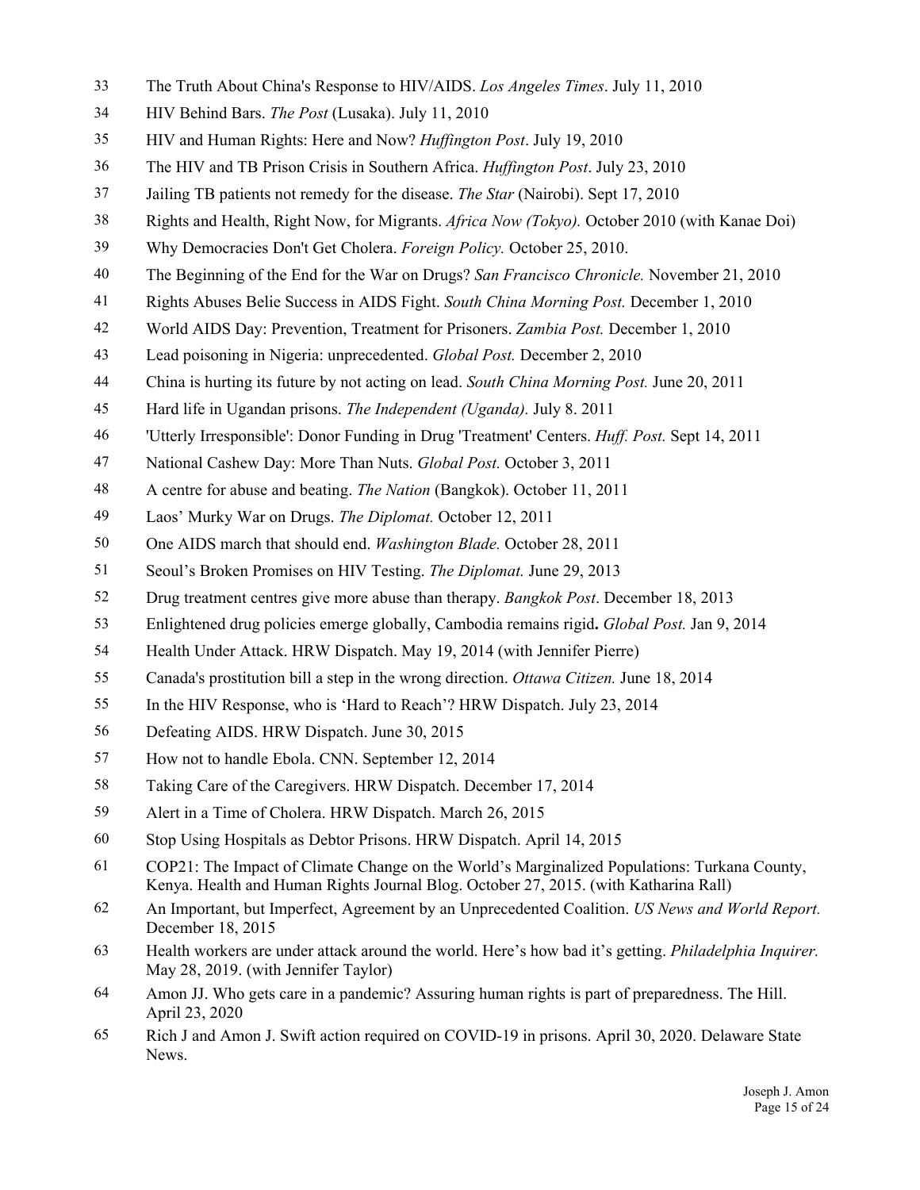33 The Truth About China's Response to HIV/AIDS. *Los Angeles Times*. July 11, 2010

34 HIV Behind Bars. *The Post* (Lusaka). July 11, 2010

35 HIV and Human Rights: Here and Now? *Huffington Post*. July 19, 2010

36 The HIV and TB Prison Crisis in Southern Africa. *Huffington Post*. July 23, 2010

37 Jailing TB patients not remedy for the disease. *The Star* (Nairobi). Sept 17, 2010

38 Rights and Health, Right Now, for Migrants. *Africa Now (Tokyo).* October 2010 (with Kanae Doi)

39 Why Democracies Don't Get Cholera. *Foreign Policy.* October 25, 2010.

40 The Beginning of the End for the War on Drugs? *San Francisco Chronicle.* November 21, 2010

41 Rights Abuses Belie Success in AIDS Fight. *South China Morning Post.* December 1, 2010

42 World AIDS Day: Prevention, Treatment for Prisoners. *Zambia Post.* December 1, 2010

43 Lead poisoning in Nigeria: unprecedented. *Global Post.* December 2, 2010

44 China is hurting its future by not acting on lead. *South China Morning Post.* June 20, 2011

45 Hard life in Ugandan prisons. *The Independent (Uganda).* July 8. 2011

46 'Utterly Irresponsible': Donor Funding in Drug 'Treatment' Centers. *Huff. Post.* Sept 14, 2011

47 National Cashew Day: More Than Nuts. *Global Post.* October 3, 2011

48 A centre for abuse and beating. *The Nation* (Bangkok). October 11, 2011

49 Laos' Murky War on Drugs. *The Diplomat.* October 12, 2011

50 One AIDS march that should end. *Washington Blade.* October 28, 2011

51 Seoul's Broken Promises on HIV Testing. *The Diplomat.* June 29, 2013

52 Drug treatment centres give more abuse than therapy. *Bangkok Post*. December 18, 2013

53 Enlightened drug policies emerge globally, Cambodia remains rigid**.** *Global Post.* Jan 9, 2014

54 Health Under Attack. HRW Dispatch. May 19, 2014 (with Jennifer Pierre)

55 Canada's prostitution bill a step in the wrong direction. *Ottawa Citizen.* June 18, 2014

55 In the HIV Response, who is 'Hard to Reach'? HRW Dispatch. July 23, 2014

56 Defeating AIDS. HRW Dispatch. June 30, 2015

57 How not to handle Ebola. CNN. September 12, 2014

58 Taking Care of the Caregivers. HRW Dispatch. December 17, 2014

59 Alert in a Time of Cholera. HRW Dispatch. March 26, 2015

60 Stop Using Hospitals as Debtor Prisons. HRW Dispatch. April 14, 2015

61 COP21: The Impact of Climate Change on the World's Marginalized Populations: Turkana County, Kenya. Health and Human Rights Journal Blog. October 27, 2015. (with Katharina Rall)

62 An Important, but Imperfect, Agreement by an Unprecedented Coalition. *US News and World Report.* December 18, 2015

63 Health workers are under attack around the world. Here's how bad it's getting. *Philadelphia Inquirer.* May 28, 2019. (with Jennifer Taylor)

64 Amon JJ. Who gets care in a pandemic? Assuring human rights is part of preparedness. The Hill. April 23, 2020

65 Rich J and Amon J. Swift action required on COVID-19 in prisons. April 30, 2020. Delaware State News.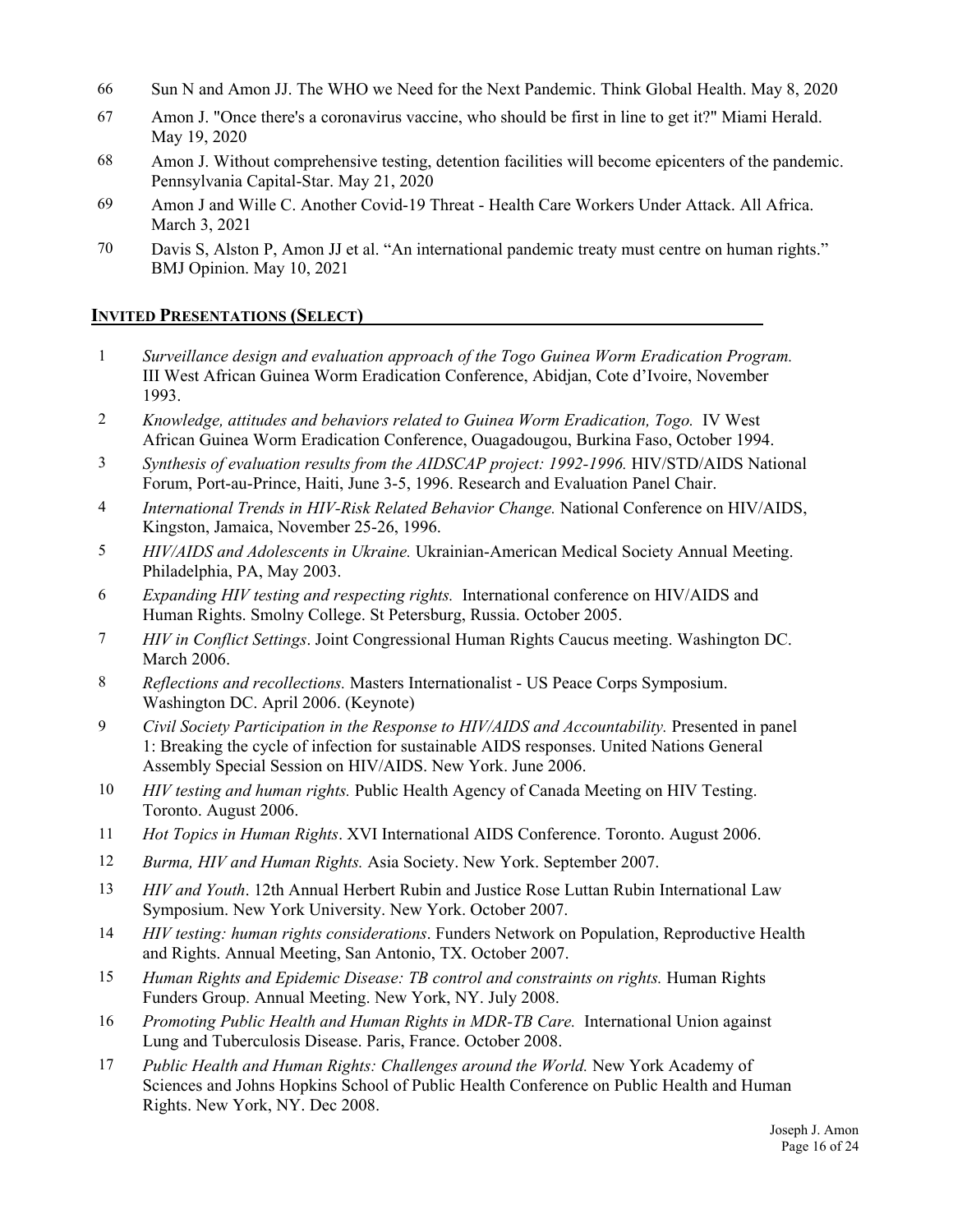66 Sun N and Amon JJ. The WHO we Need for the Next Pandemic. Think Global Health. May 8, 2020

67 Amon J. "Once there's a coronavirus vaccine, who should be first in line to get it?" Miami Herald. May 19, 2020

68 Amon J. Without comprehensive testing, detention facilities will become epicenters of the pandemic. Pennsylvania Capital-Star. May 21, 2020

69 Amon J and Wille C. Another Covid-19 Threat - Health Care Workers Under Attack. All Africa. March 3, 2021

70 Davis S, Alston P, Amon JJ et al. "An international pandemic treaty must centre on human rights." BMJ Opinion. May 10, 2021

## INVITED PRESENTATIONS (SELECT)

1 *Surveillance design and evaluation approach of the Togo Guinea Worm Eradication Program.* III West African Guinea Worm Eradication Conference, Abidjan, Cote d'Ivoire, November 1993.

2 *Knowledge, attitudes and behaviors related to Guinea Worm Eradication, Togo.* IV West African Guinea Worm Eradication Conference, Ouagadougou, Burkina Faso, October 1994.

3 *Synthesis of evaluation results from the AIDSCAP project: 1992-1996.* HIV/STD/AIDS National Forum, Port-au-Prince, Haiti, June 3-5, 1996. Research and Evaluation Panel Chair.

4 *International Trends in HIV-Risk Related Behavior Change.* National Conference on HIV/AIDS, Kingston, Jamaica, November 25-26, 1996.

5 *HIV/AIDS and Adolescents in Ukraine.* Ukrainian-American Medical Society Annual Meeting. Philadelphia, PA, May 2003.

6 *Expanding HIV testing and respecting rights.* International conference on HIV/AIDS and Human Rights. Smolny College. St Petersburg, Russia. October 2005.

7 *HIV in Conflict Settings*. Joint Congressional Human Rights Caucus meeting. Washington DC. March 2006.

8 *Reflections and recollections.* Masters Internationalist - US Peace Corps Symposium. Washington DC. April 2006. (Keynote)

9 *Civil Society Participation in the Response to HIV/AIDS and Accountability.* Presented in panel 1: Breaking the cycle of infection for sustainable AIDS responses. United Nations General Assembly Special Session on HIV/AIDS. New York. June 2006.

10 *HIV testing and human rights.* Public Health Agency of Canada Meeting on HIV Testing. Toronto. August 2006.

11 *Hot Topics in Human Rights*. XVI International AIDS Conference. Toronto. August 2006.

12 *Burma, HIV and Human Rights.* Asia Society. New York. September 2007.

13 *HIV and Youth*. 12th Annual Herbert Rubin and Justice Rose Luttan Rubin International Law Symposium. New York University. New York. October 2007.

14 *HIV testing: human rights considerations*. Funders Network on Population, Reproductive Health and Rights. Annual Meeting, San Antonio, TX. October 2007.

15 *Human Rights and Epidemic Disease: TB control and constraints on rights.* Human Rights Funders Group. Annual Meeting. New York, NY. July 2008.

16 *Promoting Public Health and Human Rights in MDR-TB Care.* International Union against Lung and Tuberculosis Disease. Paris, France. October 2008.

17 *Public Health and Human Rights: Challenges around the World.* New York Academy of Sciences and Johns Hopkins School of Public Health Conference on Public Health and Human Rights. New York, NY. Dec 2008.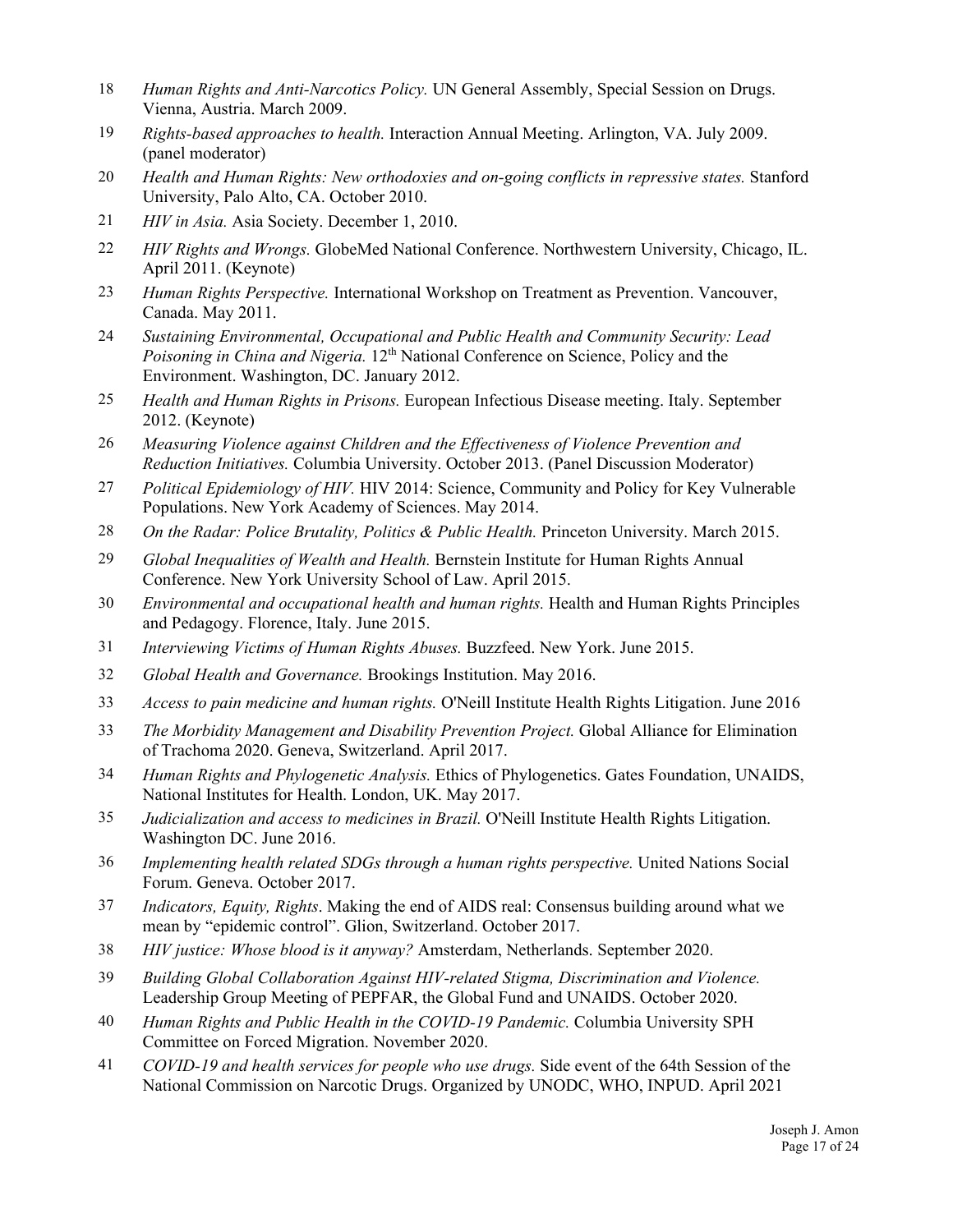18 *Human Rights and Anti-Narcotics Policy.* UN General Assembly, Special Session on Drugs. Vienna, Austria. March 2009.

19 *Rights-based approaches to health.* Interaction Annual Meeting. Arlington, VA. July 2009. (panel moderator)

20 *Health and Human Rights: New orthodoxies and on-going conflicts in repressive states.* Stanford University, Palo Alto, CA. October 2010.

21 *HIV in Asia.* Asia Society. December 1, 2010.

22 *HIV Rights and Wrongs.* GlobeMed National Conference. Northwestern University, Chicago, IL. April 2011. (Keynote)

23 *Human Rights Perspective.* International Workshop on Treatment as Prevention. Vancouver, Canada. May 2011.

24 *Sustaining Environmental, Occupational and Public Health and Community Security: Lead Poisoning in China and Nigeria.* 12th National Conference on Science, Policy and the Environment. Washington, DC. January 2012.

25 *Health and Human Rights in Prisons.* European Infectious Disease meeting. Italy. September 2012. (Keynote)

26 *Measuring Violence against Children and the Effectiveness of Violence Prevention and Reduction Initiatives.* Columbia University. October 2013. (Panel Discussion Moderator)

27 *Political Epidemiology of HIV.* HIV 2014: Science, Community and Policy for Key Vulnerable Populations. New York Academy of Sciences. May 2014.

28 *On the Radar: Police Brutality, Politics & Public Health.* Princeton University. March 2015.

29 *Global Inequalities of Wealth and Health.* Bernstein Institute for Human Rights Annual Conference. New York University School of Law. April 2015.

30 *Environmental and occupational health and human rights.* Health and Human Rights Principles and Pedagogy. Florence, Italy. June 2015.

31 *Interviewing Victims of Human Rights Abuses.* Buzzfeed. New York. June 2015.

32 *Global Health and Governance.* Brookings Institution. May 2016.

33 *Access to pain medicine and human rights.* O'Neill Institute Health Rights Litigation. June 2016

33 *The Morbidity Management and Disability Prevention Project.* Global Alliance for Elimination of Trachoma 2020. Geneva, Switzerland. April 2017.

34 *Human Rights and Phylogenetic Analysis.* Ethics of Phylogenetics. Gates Foundation, UNAIDS, National Institutes for Health. London, UK. May 2017.

35 *Judicialization and access to medicines in Brazil.* O'Neill Institute Health Rights Litigation. Washington DC. June 2016.

36 *Implementing health related SDGs through a human rights perspective.* United Nations Social Forum. Geneva. October 2017.

37 *Indicators, Equity, Rights*. Making the end of AIDS real: Consensus building around what we mean by "epidemic control". Glion, Switzerland. October 2017.

38 *HIV justice: Whose blood is it anyway?* Amsterdam, Netherlands. September 2020.

39 *Building Global Collaboration Against HIV-related Stigma, Discrimination and Violence.* Leadership Group Meeting of PEPFAR, the Global Fund and UNAIDS. October 2020.

40 *Human Rights and Public Health in the COVID-19 Pandemic.* Columbia University SPH Committee on Forced Migration. November 2020.

41 *COVID-19 and health services for people who use drugs.* Side event of the 64th Session of the National Commission on Narcotic Drugs. Organized by UNODC, WHO, INPUD. April 2021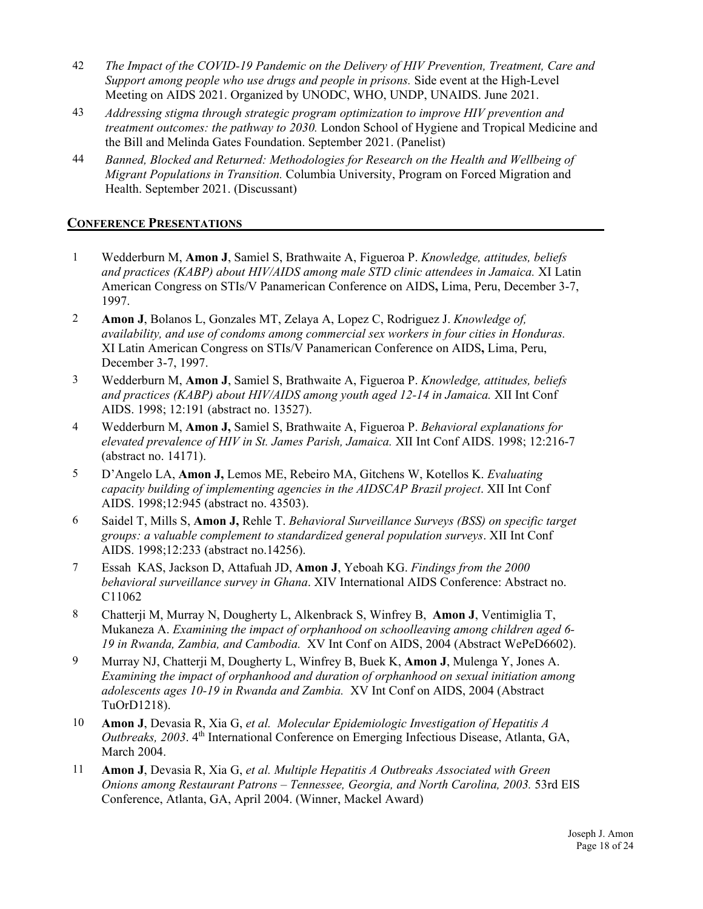42 *The Impact of the COVID-19 Pandemic on the Delivery of HIV Prevention, Treatment, Care and Support among people who use drugs and people in prisons.* Side event at the High-Level Meeting on AIDS 2021. Organized by UNODC, WHO, UNDP, UNAIDS. June 2021.

43 *Addressing stigma through strategic program optimization to improve HIV prevention and treatment outcomes: the pathway to 2030.* London School of Hygiene and Tropical Medicine and the Bill and Melinda Gates Foundation. September 2021. (Panelist)

44 *Banned, Blocked and Returned: Methodologies for Research on the Health and Wellbeing of Migrant Populations in Transition.* Columbia University, Program on Forced Migration and Health. September 2021. (Discussant)

## CONFERENCE PRESENTATIONS

1 Wedderburn M, **Amon J**, Samiel S, Brathwaite A, Figueroa P. *Knowledge, attitudes, beliefs and practices (KABP) about HIV/AIDS among male STD clinic attendees in Jamaica.* XI Latin American Congress on STIs/V Panamerican Conference on AIDS**,** Lima, Peru, December 3-7, 1997.

2 **Amon J**, Bolanos L, Gonzales MT, Zelaya A, Lopez C, Rodriguez J. *Knowledge of, availability, and use of condoms among commercial sex workers in four cities in Honduras.* XI Latin American Congress on STIs/V Panamerican Conference on AIDS**,** Lima, Peru, December 3-7, 1997.

3 Wedderburn M, **Amon J**, Samiel S, Brathwaite A, Figueroa P. *Knowledge, attitudes, beliefs and practices (KABP) about HIV/AIDS among youth aged 12-14 in Jamaica.* XII Int Conf AIDS. 1998; 12:191 (abstract no. 13527).

4 Wedderburn M, **Amon J,** Samiel S, Brathwaite A, Figueroa P. *Behavioral explanations for elevated prevalence of HIV in St. James Parish, Jamaica.* XII Int Conf AIDS. 1998; 12:216-7 (abstract no. 14171).

5 D'Angelo LA, **Amon J,** Lemos ME, Rebeiro MA, Gitchens W, Kotellos K. *Evaluating capacity building of implementing agencies in the AIDSCAP Brazil project*. XII Int Conf AIDS. 1998;12:945 (abstract no. 43503).

6 Saidel T, Mills S, **Amon J,** Rehle T. *Behavioral Surveillance Surveys (BSS) on specific target groups: a valuable complement to standardized general population surveys*. XII Int Conf AIDS. 1998;12:233 (abstract no.14256).

7 Essah KAS, Jackson D, Attafuah JD, **Amon J**, Yeboah KG. *Findings from the 2000 behavioral surveillance survey in Ghana*. XIV International AIDS Conference: Abstract no. C11062

8 Chatterji M, Murray N, Dougherty L, Alkenbrack S, Winfrey B, **Amon J**, Ventimiglia T, Mukaneza A. *Examining the impact of orphanhood on schoolleaving among children aged 6-19 in Rwanda, Zambia, and Cambodia.* XV Int Conf on AIDS, 2004 (Abstract WePeD6602).

9 Murray NJ, Chatterji M, Dougherty L, Winfrey B, Buek K, **Amon J**, Mulenga Y, Jones A. *Examining the impact of orphanhood and duration of orphanhood on sexual initiation among adolescents ages 10-19 in Rwanda and Zambia.* XV Int Conf on AIDS, 2004 (Abstract TuOrD1218).

10 **Amon J**, Devasia R, Xia G, *et al. Molecular Epidemiologic Investigation of Hepatitis A Outbreaks, 2003*. 4th International Conference on Emerging Infectious Disease, Atlanta, GA, March 2004.

11 **Amon J**, Devasia R, Xia G, *et al. Multiple Hepatitis A Outbreaks Associated with Green Onions among Restaurant Patrons – Tennessee, Georgia, and North Carolina, 2003.* 53rd EIS Conference, Atlanta, GA, April 2004. (Winner, Mackel Award)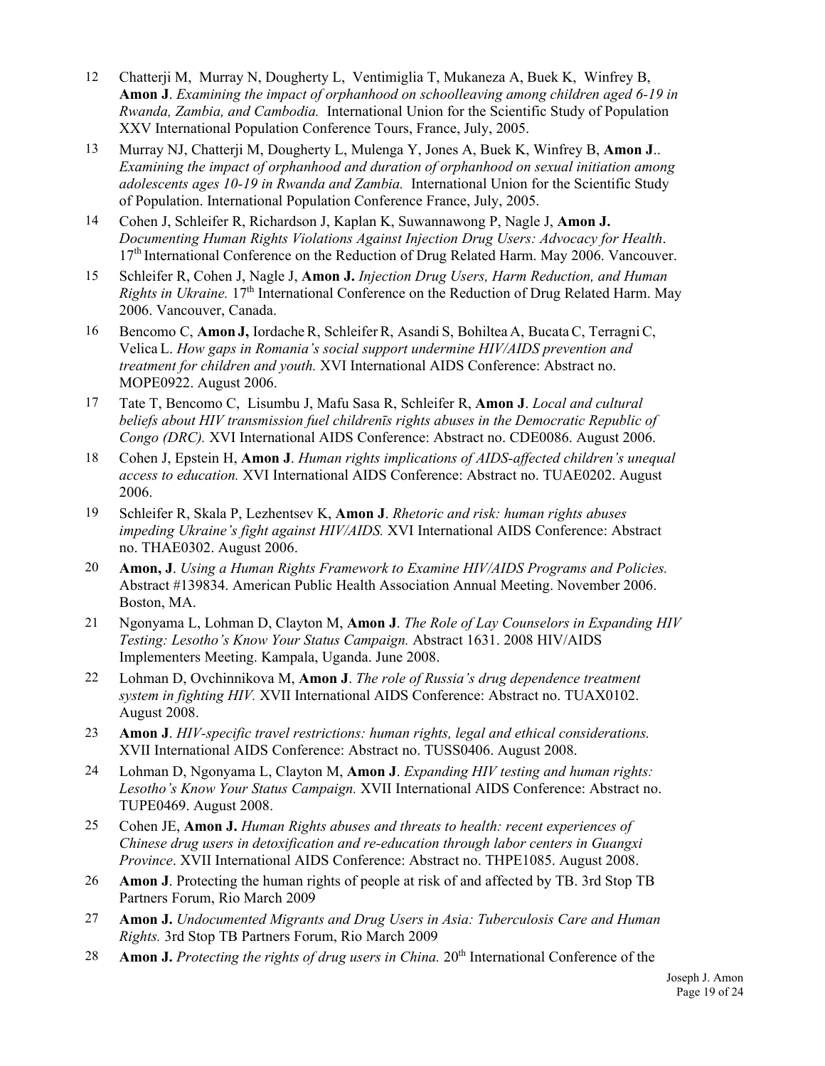12 Chatterji M, Murray N, Dougherty L, Ventimiglia T, Mukaneza A, Buek K, Winfrey B, **Amon J**. *Examining the impact of orphanhood on schoolleaving among children aged 6-19 in Rwanda, Zambia, and Cambodia.* International Union for the Scientific Study of Population XXV International Population Conference Tours, France, July, 2005.

13 Murray NJ, Chatterji M, Dougherty L, Mulenga Y, Jones A, Buek K, Winfrey B, **Amon J**.. *Examining the impact of orphanhood and duration of orphanhood on sexual initiation among adolescents ages 10-19 in Rwanda and Zambia.* International Union for the Scientific Study of Population. International Population Conference France, July, 2005.

14 Cohen J, Schleifer R, Richardson J, Kaplan K, Suwannawong P, Nagle J, **Amon J.** *Documenting Human Rights Violations Against Injection Drug Users: Advocacy for Health*. 17th International Conference on the Reduction of Drug Related Harm. May 2006. Vancouver.

15 Schleifer R, Cohen J, Nagle J, **Amon J.** *Injection Drug Users, Harm Reduction, and Human Rights in Ukraine.* 17th International Conference on the Reduction of Drug Related Harm. May 2006. Vancouver, Canada.

16 Bencomo C, **Amon J,** Iordache R, Schleifer R, Asandi S, Bohiltea A, Bucata C, Terragni C, Velica L. *How gaps in Romania's social support undermine HIV/AIDS prevention and treatment for children and youth.* XVI International AIDS Conference: Abstract no. MOPE0922. August 2006.

17 Tate T, Bencomo C, Lisumbu J, Mafu Sasa R, Schleifer R, **Amon J**. *Local and cultural beliefs about HIV transmission fuel childrenīs rights abuses in the Democratic Republic of Congo (DRC).* XVI International AIDS Conference: Abstract no. CDE0086. August 2006.

18 Cohen J, Epstein H, **Amon J**. *Human rights implications of AIDS-affected children's unequal access to education.* XVI International AIDS Conference: Abstract no. TUAE0202. August 2006.

19 Schleifer R, Skala P, Lezhentsev K, **Amon J**. *Rhetoric and risk: human rights abuses impeding Ukraine's fight against HIV/AIDS.* XVI International AIDS Conference: Abstract no. THAE0302. August 2006.

20 **Amon, J**. *Using a Human Rights Framework to Examine HIV/AIDS Programs and Policies.* Abstract #139834. American Public Health Association Annual Meeting. November 2006. Boston, MA.

21 Ngonyama L, Lohman D, Clayton M, **Amon J**. *The Role of Lay Counselors in Expanding HIV Testing: Lesotho's Know Your Status Campaign.* Abstract 1631. 2008 HIV/AIDS Implementers Meeting. Kampala, Uganda. June 2008.

22 Lohman D, Ovchinnikova M, **Amon J**. *The role of Russia's drug dependence treatment system in fighting HIV.* XVII International AIDS Conference: Abstract no. TUAX0102. August 2008.

23 **Amon J**. *HIV-specific travel restrictions: human rights, legal and ethical considerations.* XVII International AIDS Conference: Abstract no. TUSS0406. August 2008.

24 Lohman D, Ngonyama L, Clayton M, **Amon J**. *Expanding HIV testing and human rights: Lesotho's Know Your Status Campaign.* XVII International AIDS Conference: Abstract no. TUPE0469. August 2008.

25 Cohen JE, **Amon J.** *Human Rights abuses and threats to health: recent experiences of Chinese drug users in detoxification and re-education through labor centers in Guangxi Province*. XVII International AIDS Conference: Abstract no. THPE1085. August 2008.

26 **Amon J**. Protecting the human rights of people at risk of and affected by TB. 3rd Stop TB Partners Forum, Rio March 2009

27 **Amon J.** *Undocumented Migrants and Drug Users in Asia: Tuberculosis Care and Human Rights.* 3rd Stop TB Partners Forum, Rio March 2009

28 **Amon J.** *Protecting the rights of drug users in China.* 20th International Conference of the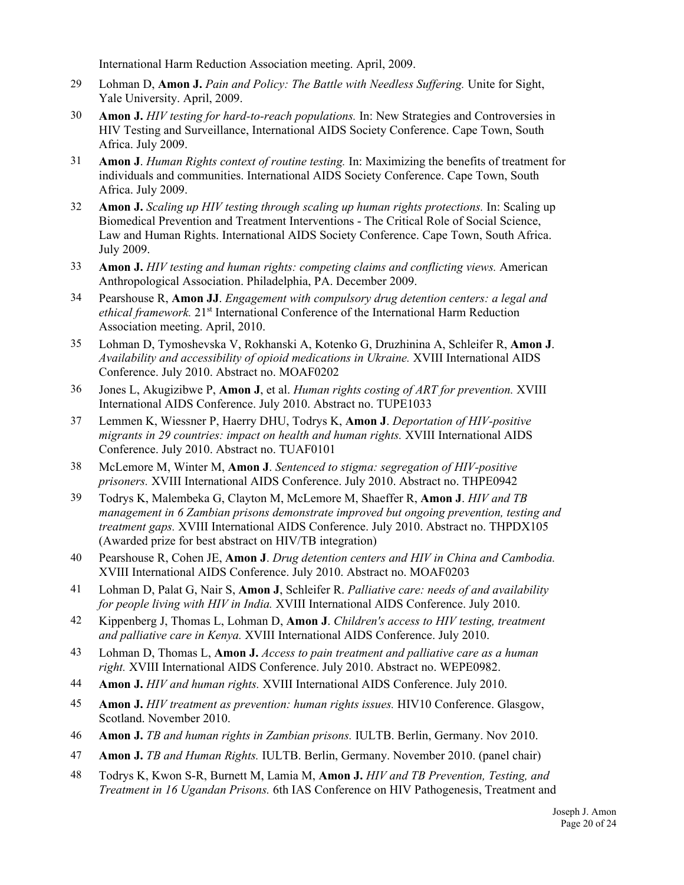International Harm Reduction Association meeting. April, 2009.

29 Lohman D, **Amon J.** *Pain and Policy: The Battle with Needless Suffering.* Unite for Sight, Yale University. April, 2009.

30 **Amon J.** *HIV testing for hard-to-reach populations.* In: New Strategies and Controversies in HIV Testing and Surveillance, International AIDS Society Conference. Cape Town, South Africa. July 2009.

31 **Amon J**. *Human Rights context of routine testing.* In: Maximizing the benefits of treatment for individuals and communities. International AIDS Society Conference. Cape Town, South Africa. July 2009.

32 **Amon J.** *Scaling up HIV testing through scaling up human rights protections.* In: Scaling up Biomedical Prevention and Treatment Interventions - The Critical Role of Social Science, Law and Human Rights. International AIDS Society Conference. Cape Town, South Africa. July 2009.

33 **Amon J.** *HIV testing and human rights: competing claims and conflicting views.* American Anthropological Association. Philadelphia, PA. December 2009.

34 Pearshouse R, **Amon JJ**. *Engagement with compulsory drug detention centers: a legal and ethical framework.* 21st International Conference of the International Harm Reduction Association meeting. April, 2010.

35 Lohman D, Tymoshevska V, Rokhanski A, Kotenko G, Druzhinina A, Schleifer R, **Amon J**. *Availability and accessibility of opioid medications in Ukraine.* XVIII International AIDS Conference. July 2010. Abstract no. MOAF0202

36 Jones L, Akugizibwe P, **Amon J**, et al. *Human rights costing of ART for prevention.* XVIII International AIDS Conference. July 2010. Abstract no. TUPE1033

37 Lemmen K, Wiessner P, Haerry DHU, Todrys K, **Amon J**. *Deportation of HIV-positive migrants in 29 countries: impact on health and human rights.* XVIII International AIDS Conference. July 2010. Abstract no. TUAF0101

38 McLemore M, Winter M, **Amon J**. *Sentenced to stigma: segregation of HIV-positive prisoners.* XVIII International AIDS Conference. July 2010. Abstract no. THPE0942

39 Todrys K, Malembeka G, Clayton M, McLemore M, Shaeffer R, **Amon J**. *HIV and TB management in 6 Zambian prisons demonstrate improved but ongoing prevention, testing and treatment gaps.* XVIII International AIDS Conference. July 2010. Abstract no. THPDX105 (Awarded prize for best abstract on HIV/TB integration)

40 Pearshouse R, Cohen JE, **Amon J**. *Drug detention centers and HIV in China and Cambodia.* XVIII International AIDS Conference. July 2010. Abstract no. MOAF0203

41 Lohman D, Palat G, Nair S, **Amon J**, Schleifer R. *Palliative care: needs of and availability for people living with HIV in India.* XVIII International AIDS Conference. July 2010.

42 Kippenberg J, Thomas L, Lohman D, **Amon J**. *Children's access to HIV testing, treatment and palliative care in Kenya.* XVIII International AIDS Conference. July 2010.

43 Lohman D, Thomas L, **Amon J.** *Access to pain treatment and palliative care as a human right.* XVIII International AIDS Conference. July 2010. Abstract no. WEPE0982.

44 **Amon J.** *HIV and human rights.* XVIII International AIDS Conference. July 2010.

45 **Amon J.** *HIV treatment as prevention: human rights issues.* HIV10 Conference. Glasgow, Scotland. November 2010.

46 **Amon J.** *TB and human rights in Zambian prisons.* IULTB. Berlin, Germany. Nov 2010.

47 **Amon J.** *TB and Human Rights.* IULTB. Berlin, Germany. November 2010. (panel chair)

48 Todrys K, Kwon S-R, Burnett M, Lamia M, **Amon J.** *HIV and TB Prevention, Testing, and Treatment in 16 Ugandan Prisons.* 6th IAS Conference on HIV Pathogenesis, Treatment and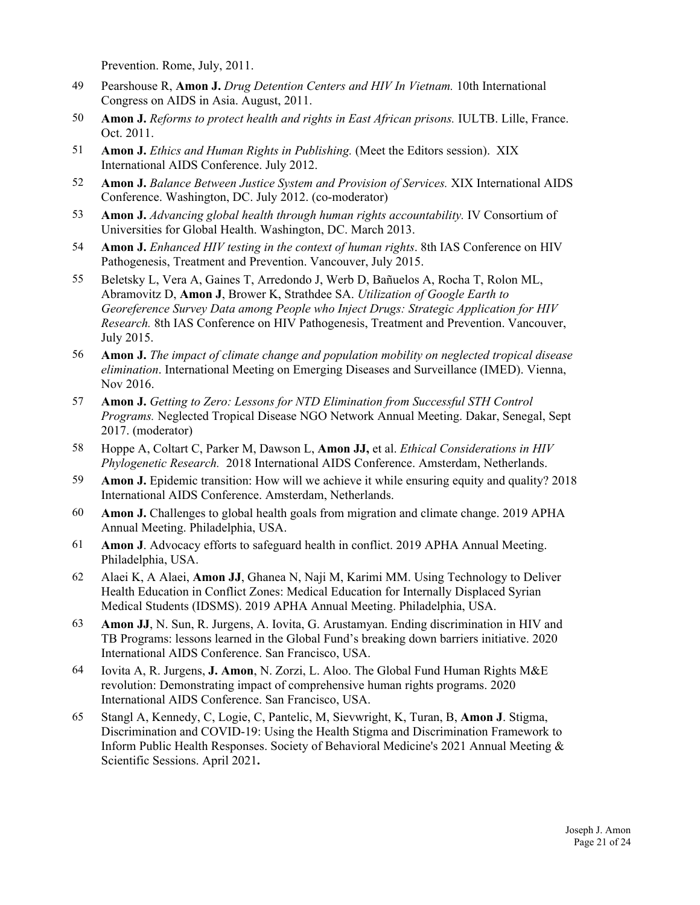Prevention. Rome, July, 2011.

49 Pearshouse R, **Amon J.** *Drug Detention Centers and HIV In Vietnam.* 10th International Congress on AIDS in Asia. August, 2011.

50 **Amon J.** *Reforms to protect health and rights in East African prisons.* IULTB. Lille, France. Oct. 2011.

51 **Amon J.** *Ethics and Human Rights in Publishing.* (Meet the Editors session). XIX International AIDS Conference. July 2012.

52 **Amon J.** *Balance Between Justice System and Provision of Services.* XIX International AIDS Conference. Washington, DC. July 2012. (co-moderator)

53 **Amon J.** *Advancing global health through human rights accountability.* IV Consortium of Universities for Global Health. Washington, DC. March 2013.

54 **Amon J.** *Enhanced HIV testing in the context of human rights*. 8th IAS Conference on HIV Pathogenesis, Treatment and Prevention. Vancouver, July 2015.

55 Beletsky L, Vera A, Gaines T, Arredondo J, Werb D, Bañuelos A, Rocha T, Rolon ML, Abramovitz D, **Amon J**, Brower K, Strathdee SA. *Utilization of Google Earth to Georeference Survey Data among People who Inject Drugs: Strategic Application for HIV Research.* 8th IAS Conference on HIV Pathogenesis, Treatment and Prevention. Vancouver, July 2015.

56 **Amon J.** *The impact of climate change and population mobility on neglected tropical disease elimination*. International Meeting on Emerging Diseases and Surveillance (IMED). Vienna, Nov 2016.

57 **Amon J.** *Getting to Zero: Lessons for NTD Elimination from Successful STH Control Programs.* Neglected Tropical Disease NGO Network Annual Meeting. Dakar, Senegal, Sept 2017. (moderator)

58 Hoppe A, Coltart C, Parker M, Dawson L, **Amon JJ,** et al. *Ethical Considerations in HIV Phylogenetic Research.* 2018 International AIDS Conference. Amsterdam, Netherlands.

59 **Amon J.** Epidemic transition: How will we achieve it while ensuring equity and quality? 2018 International AIDS Conference. Amsterdam, Netherlands.

60 **Amon J.** Challenges to global health goals from migration and climate change. 2019 APHA Annual Meeting. Philadelphia, USA.

61 **Amon J**. Advocacy efforts to safeguard health in conflict. 2019 APHA Annual Meeting. Philadelphia, USA.

62 Alaei K, A Alaei, **Amon JJ**, Ghanea N, Naji M, Karimi MM. Using Technology to Deliver Health Education in Conflict Zones: Medical Education for Internally Displaced Syrian Medical Students (IDSMS). 2019 APHA Annual Meeting. Philadelphia, USA.

63 **Amon JJ**, N. Sun, R. Jurgens, A. Iovita, G. Arustamyan. Ending discrimination in HIV and TB Programs: lessons learned in the Global Fund's breaking down barriers initiative. 2020 International AIDS Conference. San Francisco, USA.

64 Iovita A, R. Jurgens, **J. Amon**, N. Zorzi, L. Aloo. The Global Fund Human Rights M&E revolution: Demonstrating impact of comprehensive human rights programs. 2020 International AIDS Conference. San Francisco, USA.

65 Stangl A, Kennedy, C, Logie, C, Pantelic, M, Sievwright, K, Turan, B, **Amon J**. Stigma, Discrimination and COVID-19: Using the Health Stigma and Discrimination Framework to Inform Public Health Responses. Society of Behavioral Medicine's 2021 Annual Meeting & Scientific Sessions. April 2021**.**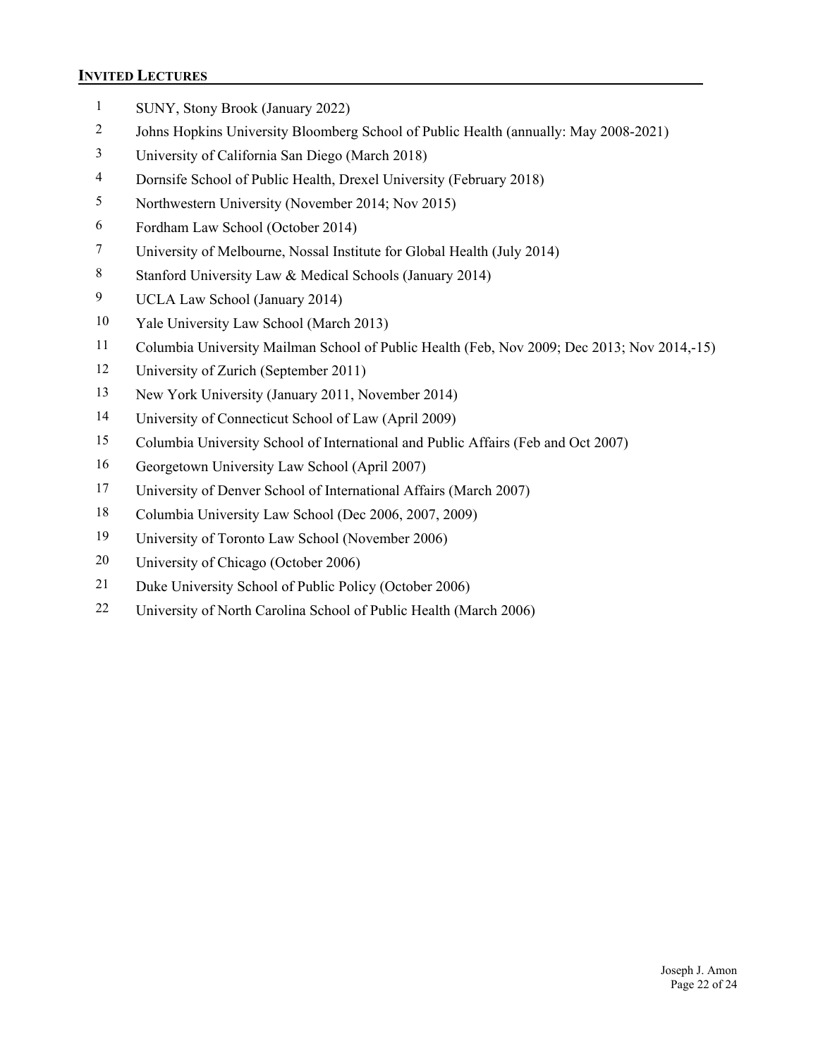## INVITED LECTURES

1. SUNY, Stony Brook (January 2022)
2. Johns Hopkins University Bloomberg School of Public Health (annually: May 2008-2021)
3. University of California San Diego (March 2018)
4. Dornsife School of Public Health, Drexel University (February 2018)
5. Northwestern University (November 2014; Nov 2015)
6. Fordham Law School (October 2014)
7. University of Melbourne, Nossal Institute for Global Health (July 2014)
8. Stanford University Law & Medical Schools (January 2014)
9. UCLA Law School (January 2014)
10. Yale University Law School (March 2013)
11. Columbia University Mailman School of Public Health (Feb, Nov 2009; Dec 2013; Nov 2014,-15)
12. University of Zurich (September 2011)
13. New York University (January 2011, November 2014)
14. University of Connecticut School of Law (April 2009)
15. Columbia University School of International and Public Affairs (Feb and Oct 2007)
16. Georgetown University Law School (April 2007)
17. University of Denver School of International Affairs (March 2007)
18. Columbia University Law School (Dec 2006, 2007, 2009)
19. University of Toronto Law School (November 2006)
20. University of Chicago (October 2006)
21. Duke University School of Public Policy (October 2006)
22. University of North Carolina School of Public Health (March 2006)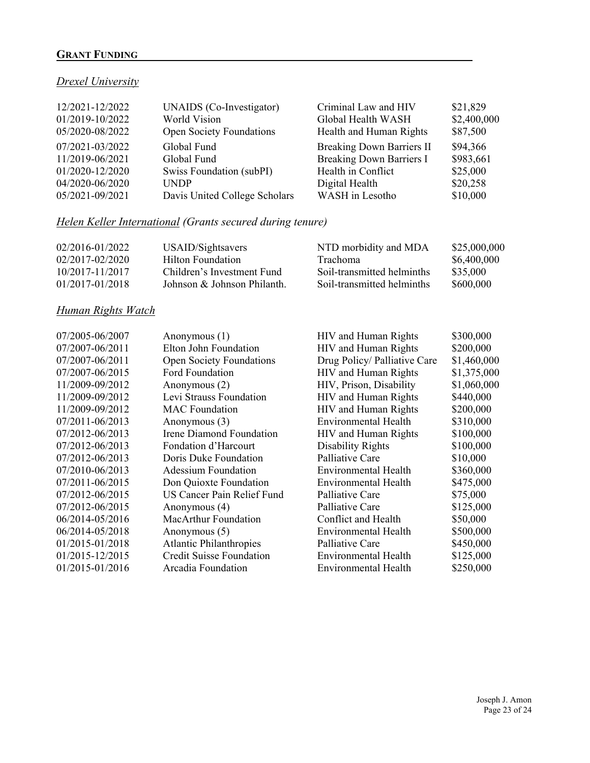## **GRANT FUNDING**

### *Drexel University*

| | | | |
|---|---|---|---|
| 12/2021-12/2022 | UNAIDS (Co-Investigator) | Criminal Law and HIV | \$21,829 |
| 01/2019-10/2022 | World Vision | Global Health WASH | \$2,400,000 |
| 05/2020-08/2022 | Open Society Foundations | Health and Human Rights | \$87,500 |
| 07/2021-03/2022 | Global Fund | Breaking Down Barriers II | \$94,366 |
| 11/2019-06/2021 | Global Fund | Breaking Down Barriers I | \$983,661 |
| 01/2020-12/2020 | Swiss Foundation (subPI) | Health in Conflict | \$25,000 |
| 04/2020-06/2020 | UNDP | Digital Health | \$20,258 |
| 05/2021-09/2021 | Davis United College Scholars | WASH in Lesotho | \$10,000 |

### *Helen Keller International (Grants secured during tenure)*

| | | | |
|---|---|---|---|
| 02/2016-01/2022 | USAID/Sightsavers | NTD morbidity and MDA | \$25,000,000 |
| 02/2017-02/2020 | Hilton Foundation | Trachoma | \$6,400,000 |
| 10/2017-11/2017 | Children's Investment Fund | Soil-transmitted helminths | \$35,000 |
| 01/2017-01/2018 | Johnson & Johnson Philanth. | Soil-transmitted helminths | \$600,000 |

### *Human Rights Watch*

| | | | |
|---|---|---|---|
| 07/2005-06/2007 | Anonymous (1) | HIV and Human Rights | \$300,000 |
| 07/2007-06/2011 | Elton John Foundation | HIV and Human Rights | \$200,000 |
| 07/2007-06/2011 | Open Society Foundations | Drug Policy/ Palliative Care | \$1,460,000 |
| 07/2007-06/2015 | Ford Foundation | HIV and Human Rights | \$1,375,000 |
| 11/2009-09/2012 | Anonymous (2) | HIV, Prison, Disability | \$1,060,000 |
| 11/2009-09/2012 | Levi Strauss Foundation | HIV and Human Rights | \$440,000 |
| 11/2009-09/2012 | MAC Foundation | HIV and Human Rights | \$200,000 |
| 07/2011-06/2013 | Anonymous (3) | Environmental Health | \$310,000 |
| 07/2012-06/2013 | Irene Diamond Foundation | HIV and Human Rights | \$100,000 |
| 07/2012-06/2013 | Fondation d'Harcourt | Disability Rights | \$100,000 |
| 07/2012-06/2013 | Doris Duke Foundation | Palliative Care | \$10,000 |
| 07/2010-06/2013 | Adessium Foundation | Environmental Health | \$360,000 |
| 07/2011-06/2015 | Don Quioxte Foundation | Environmental Health | \$475,000 |
| 07/2012-06/2015 | US Cancer Pain Relief Fund | Palliative Care | \$75,000 |
| 07/2012-06/2015 | Anonymous (4) | Palliative Care | \$125,000 |
| 06/2014-05/2016 | MacArthur Foundation | Conflict and Health | \$50,000 |
| 06/2014-05/2018 | Anonymous (5) | Environmental Health | \$500,000 |
| 01/2015-01/2018 | Atlantic Philanthropies | Palliative Care | \$450,000 |
| 01/2015-12/2015 | Credit Suisse Foundation | Environmental Health | \$125,000 |
| 01/2015-01/2016 | Arcadia Foundation | Environmental Health | \$250,000 |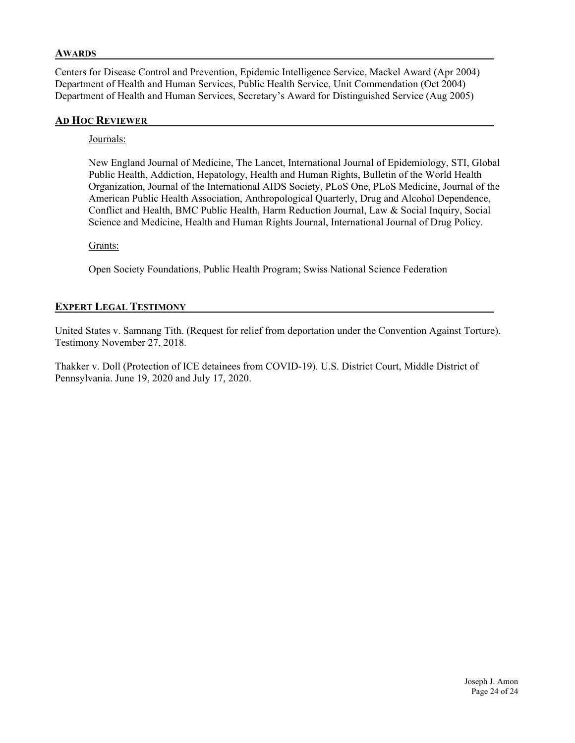## AWARDS

Centers for Disease Control and Prevention, Epidemic Intelligence Service, Mackel Award (Apr 2004)
Department of Health and Human Services, Public Health Service, Unit Commendation (Oct 2004)
Department of Health and Human Services, Secretary's Award for Distinguished Service (Aug 2005)

## AD HOC REVIEWER

Journals:

New England Journal of Medicine, The Lancet, International Journal of Epidemiology, STI, Global Public Health, Addiction, Hepatology, Health and Human Rights, Bulletin of the World Health Organization, Journal of the International AIDS Society, PLoS One, PLoS Medicine, Journal of the American Public Health Association, Anthropological Quarterly, Drug and Alcohol Dependence, Conflict and Health, BMC Public Health, Harm Reduction Journal, Law & Social Inquiry, Social Science and Medicine, Health and Human Rights Journal, International Journal of Drug Policy.

Grants:

Open Society Foundations, Public Health Program; Swiss National Science Federation

## EXPERT LEGAL TESTIMONY

United States v. Samnang Tith. (Request for relief from deportation under the Convention Against Torture). Testimony November 27, 2018.

Thakker v. Doll (Protection of ICE detainees from COVID-19). U.S. District Court, Middle District of Pennsylvania. June 19, 2020 and July 17, 2020.